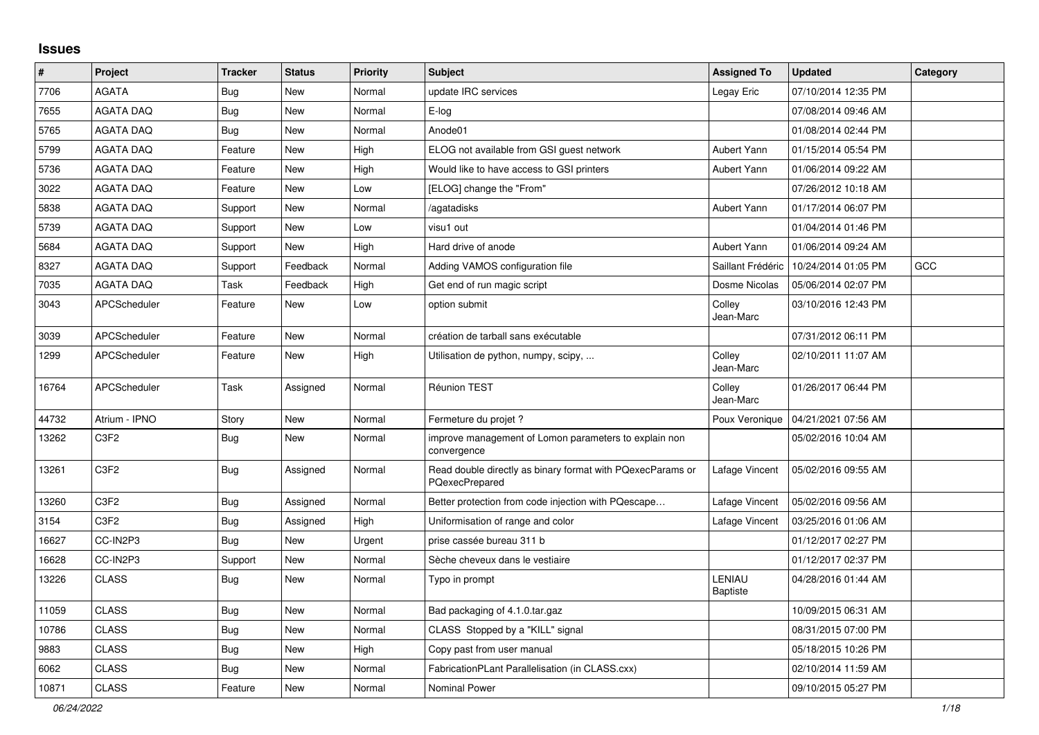# Issues

| # | Project | Tracker | Status | Priority | Subject | Assigned To | Updated | Category |
|---|---|---|---|---|---|---|---|---|
| 7706 | AGATA | Bug | New | Normal | update IRC services | Legay Eric | 07/10/2014 12:35 PM | |
| 7655 | AGATA DAQ | Bug | New | Normal | E-log | | 07/08/2014 09:46 AM | |
| 5765 | AGATA DAQ | Bug | New | Normal | Anode01 | | 01/08/2014 02:44 PM | |
| 5799 | AGATA DAQ | Feature | New | High | ELOG not available from GSI guest network | Aubert Yann | 01/15/2014 05:54 PM | |
| 5736 | AGATA DAQ | Feature | New | High | Would like to have access to GSI printers | Aubert Yann | 01/06/2014 09:22 AM | |
| 3022 | AGATA DAQ | Feature | New | Low | [ELOG] change the "From" | | 07/26/2012 10:18 AM | |
| 5838 | AGATA DAQ | Support | New | Normal | /agatadisks | Aubert Yann | 01/17/2014 06:07 PM | |
| 5739 | AGATA DAQ | Support | New | Low | visu1 out | | 01/04/2014 01:46 PM | |
| 5684 | AGATA DAQ | Support | New | High | Hard drive of anode | Aubert Yann | 01/06/2014 09:24 AM | |
| 8327 | AGATA DAQ | Support | Feedback | Normal | Adding VAMOS configuration file | Saillant Frédéric | 10/24/2014 01:05 PM | GCC |
| 7035 | AGATA DAQ | Task | Feedback | High | Get end of run magic script | Dosme Nicolas | 05/06/2014 02:07 PM | |
| 3043 | APCScheduler | Feature | New | Low | option submit | Colley Jean-Marc | 03/10/2016 12:43 PM | |
| 3039 | APCScheduler | Feature | New | Normal | création de tarball sans exécutable | | 07/31/2012 06:11 PM | |
| 1299 | APCScheduler | Feature | New | High | Utilisation de python, numpy, scipy, ... | Colley Jean-Marc | 02/10/2011 11:07 AM | |
| 16764 | APCScheduler | Task | Assigned | Normal | Réunion TEST | Colley Jean-Marc | 01/26/2017 06:44 PM | |
| 44732 | Atrium - IPNO | Story | New | Normal | Fermeture du projet ? | Poux Veronique | 04/21/2021 07:56 AM | |
| 13262 | C3F2 | Bug | New | Normal | improve management of Lomon parameters to explain non convergence | | 05/02/2016 10:04 AM | |
| 13261 | C3F2 | Bug | Assigned | Normal | Read double directly as binary format with PQexecParams or PQexecPrepared | Lafage Vincent | 05/02/2016 09:55 AM | |
| 13260 | C3F2 | Bug | Assigned | Normal | Better protection from code injection with PQescape… | Lafage Vincent | 05/02/2016 09:56 AM | |
| 3154 | C3F2 | Bug | Assigned | High | Uniformisation of range and color | Lafage Vincent | 03/25/2016 01:06 AM | |
| 16627 | CC-IN2P3 | Bug | New | Urgent | prise cassée bureau 311 b | | 01/12/2017 02:27 PM | |
| 16628 | CC-IN2P3 | Support | New | Normal | Sèche cheveux dans le vestiaire | | 01/12/2017 02:37 PM | |
| 13226 | CLASS | Bug | New | Normal | Typo in prompt | LENIAU Baptiste | 04/28/2016 01:44 AM | |
| 11059 | CLASS | Bug | New | Normal | Bad packaging of 4.1.0.tar.gaz | | 10/09/2015 06:31 AM | |
| 10786 | CLASS | Bug | New | Normal | CLASS Stopped by a "KILL" signal | | 08/31/2015 07:00 PM | |
| 9883 | CLASS | Bug | New | High | Copy past from user manual | | 05/18/2015 10:26 PM | |
| 6062 | CLASS | Bug | New | Normal | FabricationPLant Parallelisation (in CLASS.cxx) | | 02/10/2014 11:59 AM | |
| 10871 | CLASS | Feature | New | Normal | Nominal Power | | 09/10/2015 05:27 PM | |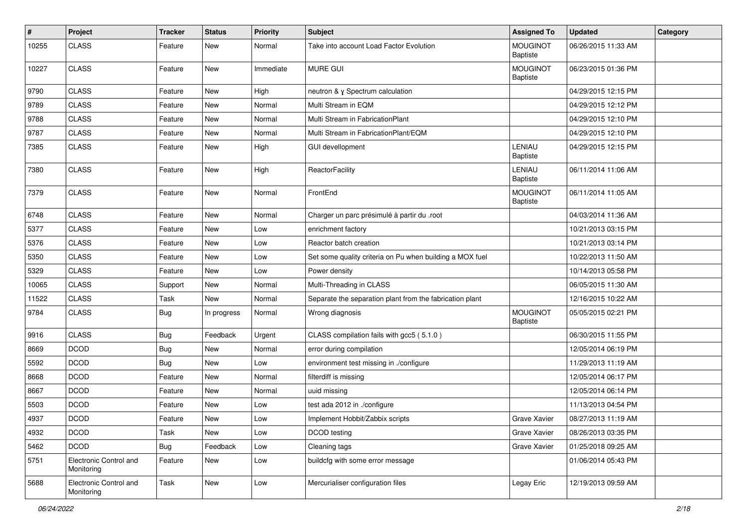| # | Project | Tracker | Status | Priority | Subject | Assigned To | Updated | Category |
|---|---|---|---|---|---|---|---|---|
| 10255 | CLASS | Feature | New | Normal | Take into account Load Factor Evolution | MOUGINOT Baptiste | 06/26/2015 11:33 AM | |
| 10227 | CLASS | Feature | New | Immediate | MURE GUI | MOUGINOT Baptiste | 06/23/2015 01:36 PM | |
| 9790 | CLASS | Feature | New | High | neutron & γ Spectrum calculation | | 04/29/2015 12:15 PM | |
| 9789 | CLASS | Feature | New | Normal | Multi Stream in EQM | | 04/29/2015 12:12 PM | |
| 9788 | CLASS | Feature | New | Normal | Multi Stream in FabricationPlant | | 04/29/2015 12:10 PM | |
| 9787 | CLASS | Feature | New | Normal | Multi Stream in FabricationPlant/EQM | | 04/29/2015 12:10 PM | |
| 7385 | CLASS | Feature | New | High | GUI devellopment | LENIAU Baptiste | 04/29/2015 12:15 PM | |
| 7380 | CLASS | Feature | New | High | ReactorFacility | LENIAU Baptiste | 06/11/2014 11:06 AM | |
| 7379 | CLASS | Feature | New | Normal | FrontEnd | MOUGINOT Baptiste | 06/11/2014 11:05 AM | |
| 6748 | CLASS | Feature | New | Normal | Charger un parc présimulé à partir du .root | | 04/03/2014 11:36 AM | |
| 5377 | CLASS | Feature | New | Low | enrichment factory | | 10/21/2013 03:15 PM | |
| 5376 | CLASS | Feature | New | Low | Reactor batch creation | | 10/21/2013 03:14 PM | |
| 5350 | CLASS | Feature | New | Low | Set some quality criteria on Pu when building a MOX fuel | | 10/22/2013 11:50 AM | |
| 5329 | CLASS | Feature | New | Low | Power density | | 10/14/2013 05:58 PM | |
| 10065 | CLASS | Support | New | Normal | Multi-Threading in CLASS | | 06/05/2015 11:30 AM | |
| 11522 | CLASS | Task | New | Normal | Separate the separation plant from the fabrication plant | | 12/16/2015 10:22 AM | |
| 9784 | CLASS | Bug | In progress | Normal | Wrong diagnosis | MOUGINOT Baptiste | 05/05/2015 02:21 PM | |
| 9916 | CLASS | Bug | Feedback | Urgent | CLASS compilation fails with gcc5 ( 5.1.0 ) | | 06/30/2015 11:55 PM | |
| 8669 | DCOD | Bug | New | Normal | error during compilation | | 12/05/2014 06:19 PM | |
| 5592 | DCOD | Bug | New | Low | environment test missing in ./configure | | 11/29/2013 11:19 AM | |
| 8668 | DCOD | Feature | New | Normal | filterdiff is missing | | 12/05/2014 06:17 PM | |
| 8667 | DCOD | Feature | New | Normal | uuid missing | | 12/05/2014 06:14 PM | |
| 5503 | DCOD | Feature | New | Low | test ada 2012 in ./configure | | 11/13/2013 04:54 PM | |
| 4937 | DCOD | Feature | New | Low | Implement Hobbit/Zabbix scripts | Grave Xavier | 08/27/2013 11:19 AM | |
| 4932 | DCOD | Task | New | Low | DCOD testing | Grave Xavier | 08/26/2013 03:35 PM | |
| 5462 | DCOD | Bug | Feedback | Low | Cleaning tags | Grave Xavier | 01/25/2018 09:25 AM | |
| 5751 | Electronic Control and Monitoring | Feature | New | Low | buildcfg with some error message | | 01/06/2014 05:43 PM | |
| 5688 | Electronic Control and Monitoring | Task | New | Low | Mercurialiser configuration files | Legay Eric | 12/19/2013 09:59 AM | |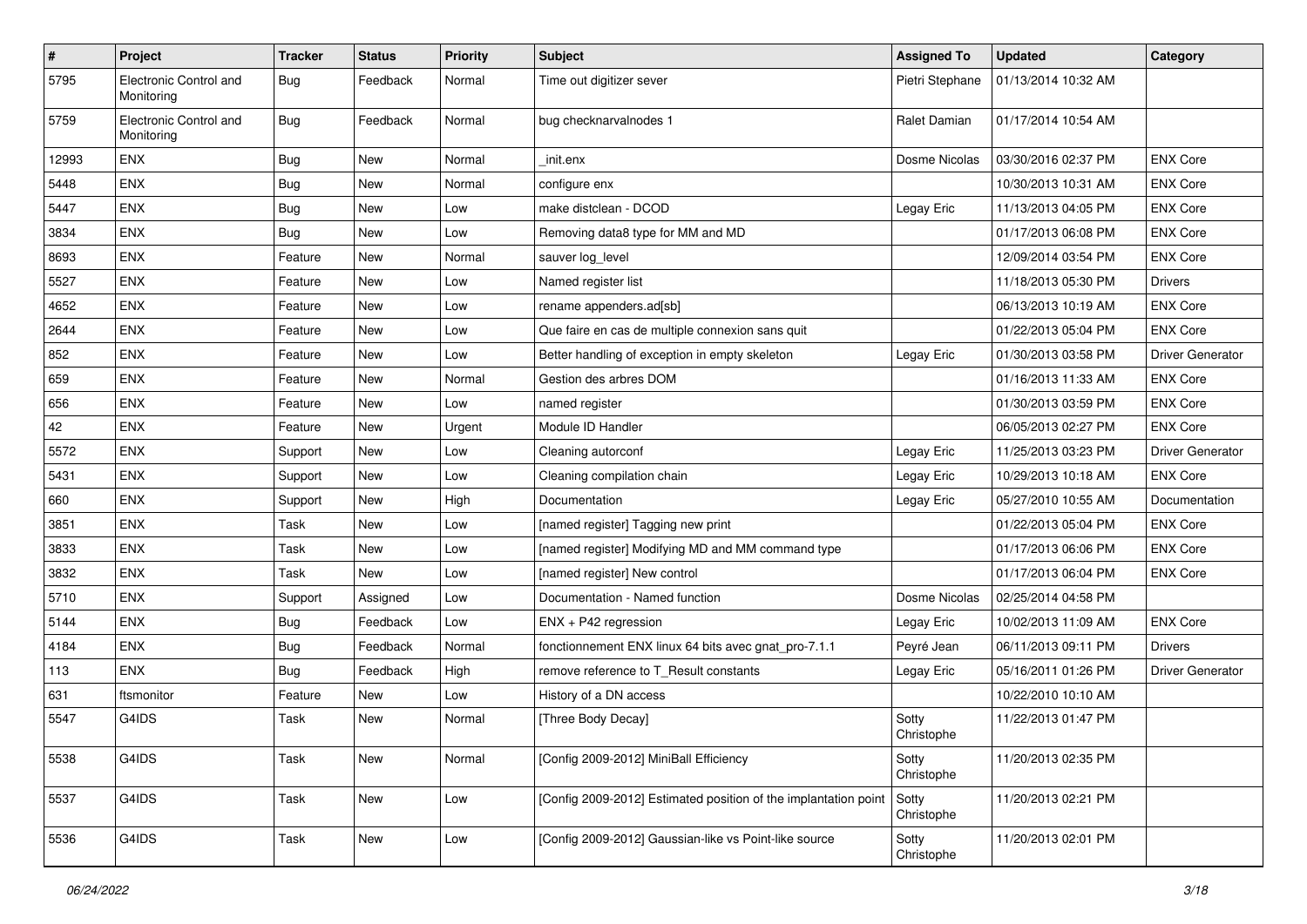| # | Project | Tracker | Status | Priority | Subject | Assigned To | Updated | Category |
| --- | --- | --- | --- | --- | --- | --- | --- | --- |
| 5795 | Electronic Control and Monitoring | Bug | Feedback | Normal | Time out digitizer sever | Pietri Stephane | 01/13/2014 10:32 AM | |
| 5759 | Electronic Control and Monitoring | Bug | Feedback | Normal | bug checknarvalnodes 1 | Ralet Damian | 01/17/2014 10:54 AM | |
| 12993 | ENX | Bug | New | Normal | _init.enx | Dosme Nicolas | 03/30/2016 02:37 PM | ENX Core |
| 5448 | ENX | Bug | New | Normal | configure enx | | 10/30/2013 10:31 AM | ENX Core |
| 5447 | ENX | Bug | New | Low | make distclean - DCOD | Legay Eric | 11/13/2013 04:05 PM | ENX Core |
| 3834 | ENX | Bug | New | Low | Removing data8 type for MM and MD | | 01/17/2013 06:08 PM | ENX Core |
| 8693 | ENX | Feature | New | Normal | sauver log_level | | 12/09/2014 03:54 PM | ENX Core |
| 5527 | ENX | Feature | New | Low | Named register list | | 11/18/2013 05:30 PM | Drivers |
| 4652 | ENX | Feature | New | Low | rename appenders.ad[sb] | | 06/13/2013 10:19 AM | ENX Core |
| 2644 | ENX | Feature | New | Low | Que faire en cas de multiple connexion sans quit | | 01/22/2013 05:04 PM | ENX Core |
| 852 | ENX | Feature | New | Low | Better handling of exception in empty skeleton | Legay Eric | 01/30/2013 03:58 PM | Driver Generator |
| 659 | ENX | Feature | New | Normal | Gestion des arbres DOM | | 01/16/2013 11:33 AM | ENX Core |
| 656 | ENX | Feature | New | Low | named register | | 01/30/2013 03:59 PM | ENX Core |
| 42 | ENX | Feature | New | Urgent | Module ID Handler | | 06/05/2013 02:27 PM | ENX Core |
| 5572 | ENX | Support | New | Low | Cleaning autorconf | Legay Eric | 11/25/2013 03:23 PM | Driver Generator |
| 5431 | ENX | Support | New | Low | Cleaning compilation chain | Legay Eric | 10/29/2013 10:18 AM | ENX Core |
| 660 | ENX | Support | New | High | Documentation | Legay Eric | 05/27/2010 10:55 AM | Documentation |
| 3851 | ENX | Task | New | Low | [named register] Tagging new print | | 01/22/2013 05:04 PM | ENX Core |
| 3833 | ENX | Task | New | Low | [named register] Modifying MD and MM command type | | 01/17/2013 06:06 PM | ENX Core |
| 3832 | ENX | Task | New | Low | [named register] New control | | 01/17/2013 06:04 PM | ENX Core |
| 5710 | ENX | Support | Assigned | Low | Documentation - Named function | Dosme Nicolas | 02/25/2014 04:58 PM | |
| 5144 | ENX | Bug | Feedback | Low | ENX + P42 regression | Legay Eric | 10/02/2013 11:09 AM | ENX Core |
| 4184 | ENX | Bug | Feedback | Normal | fonctionnement ENX linux 64 bits avec gnat_pro-7.1.1 | Peyré Jean | 06/11/2013 09:11 PM | Drivers |
| 113 | ENX | Bug | Feedback | High | remove reference to T_Result constants | Legay Eric | 05/16/2011 01:26 PM | Driver Generator |
| 631 | ftsmonitor | Feature | New | Low | History of a DN access | | 10/22/2010 10:10 AM | |
| 5547 | G4IDS | Task | New | Normal | [Three Body Decay] | Sotty Christophe | 11/22/2013 01:47 PM | |
| 5538 | G4IDS | Task | New | Normal | [Config 2009-2012] MiniBall Efficiency | Sotty Christophe | 11/20/2013 02:35 PM | |
| 5537 | G4IDS | Task | New | Low | [Config 2009-2012] Estimated position of the implantation point | Sotty Christophe | 11/20/2013 02:21 PM | |
| 5536 | G4IDS | Task | New | Low | [Config 2009-2012] Gaussian-like vs Point-like source | Sotty Christophe | 11/20/2013 02:01 PM | |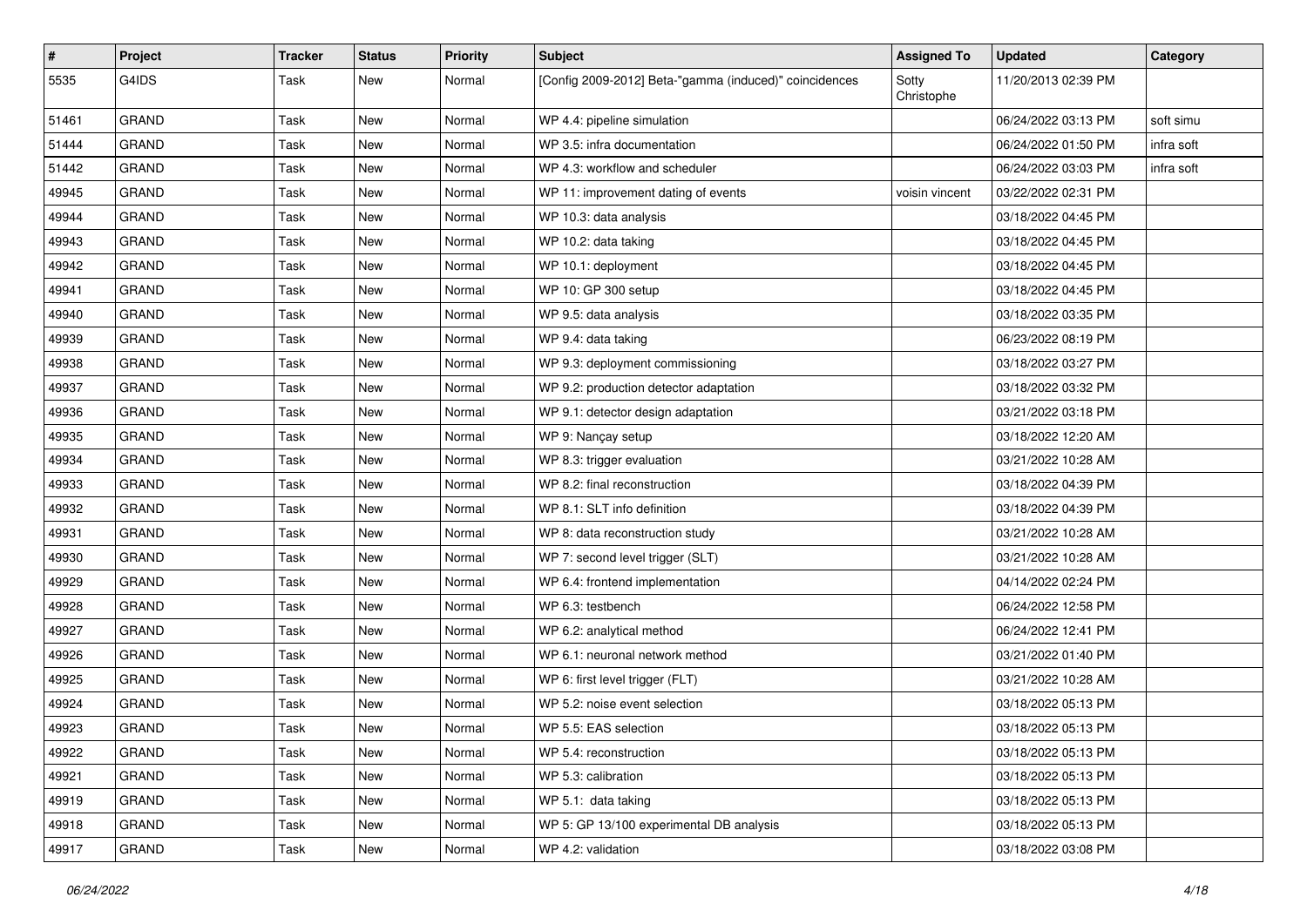| # | Project | Tracker | Status | Priority | Subject | Assigned To | Updated | Category |
|---|---|---|---|---|---|---|---|---|
| 5535 | G4IDS | Task | New | Normal | [Config 2009-2012] Beta-"gamma (induced)" coincidences | Sotty Christophe | 11/20/2013 02:39 PM | |
| 51461 | GRAND | Task | New | Normal | WP 4.4: pipeline simulation | | 06/24/2022 03:13 PM | soft simu |
| 51444 | GRAND | Task | New | Normal | WP 3.5: infra documentation | | 06/24/2022 01:50 PM | infra soft |
| 51442 | GRAND | Task | New | Normal | WP 4.3: workflow and scheduler | | 06/24/2022 03:03 PM | infra soft |
| 49945 | GRAND | Task | New | Normal | WP 11: improvement dating of events | voisin vincent | 03/22/2022 02:31 PM | |
| 49944 | GRAND | Task | New | Normal | WP 10.3: data analysis | | 03/18/2022 04:45 PM | |
| 49943 | GRAND | Task | New | Normal | WP 10.2: data taking | | 03/18/2022 04:45 PM | |
| 49942 | GRAND | Task | New | Normal | WP 10.1: deployment | | 03/18/2022 04:45 PM | |
| 49941 | GRAND | Task | New | Normal | WP 10: GP 300 setup | | 03/18/2022 04:45 PM | |
| 49940 | GRAND | Task | New | Normal | WP 9.5: data analysis | | 03/18/2022 03:35 PM | |
| 49939 | GRAND | Task | New | Normal | WP 9.4: data taking | | 06/23/2022 08:19 PM | |
| 49938 | GRAND | Task | New | Normal | WP 9.3: deployment commissioning | | 03/18/2022 03:27 PM | |
| 49937 | GRAND | Task | New | Normal | WP 9.2: production detector adaptation | | 03/18/2022 03:32 PM | |
| 49936 | GRAND | Task | New | Normal | WP 9.1: detector design adaptation | | 03/21/2022 03:18 PM | |
| 49935 | GRAND | Task | New | Normal | WP 9: Nançay setup | | 03/18/2022 12:20 AM | |
| 49934 | GRAND | Task | New | Normal | WP 8.3: trigger evaluation | | 03/21/2022 10:28 AM | |
| 49933 | GRAND | Task | New | Normal | WP 8.2: final reconstruction | | 03/18/2022 04:39 PM | |
| 49932 | GRAND | Task | New | Normal | WP 8.1: SLT info definition | | 03/18/2022 04:39 PM | |
| 49931 | GRAND | Task | New | Normal | WP 8: data reconstruction study | | 03/21/2022 10:28 AM | |
| 49930 | GRAND | Task | New | Normal | WP 7: second level trigger (SLT) | | 03/21/2022 10:28 AM | |
| 49929 | GRAND | Task | New | Normal | WP 6.4: frontend implementation | | 04/14/2022 02:24 PM | |
| 49928 | GRAND | Task | New | Normal | WP 6.3: testbench | | 06/24/2022 12:58 PM | |
| 49927 | GRAND | Task | New | Normal | WP 6.2: analytical method | | 06/24/2022 12:41 PM | |
| 49926 | GRAND | Task | New | Normal | WP 6.1: neuronal network method | | 03/21/2022 01:40 PM | |
| 49925 | GRAND | Task | New | Normal | WP 6: first level trigger (FLT) | | 03/21/2022 10:28 AM | |
| 49924 | GRAND | Task | New | Normal | WP 5.2: noise event selection | | 03/18/2022 05:13 PM | |
| 49923 | GRAND | Task | New | Normal | WP 5.5: EAS selection | | 03/18/2022 05:13 PM | |
| 49922 | GRAND | Task | New | Normal | WP 5.4: reconstruction | | 03/18/2022 05:13 PM | |
| 49921 | GRAND | Task | New | Normal | WP 5.3: calibration | | 03/18/2022 05:13 PM | |
| 49919 | GRAND | Task | New | Normal | WP 5.1: data taking | | 03/18/2022 05:13 PM | |
| 49918 | GRAND | Task | New | Normal | WP 5: GP 13/100 experimental DB analysis | | 03/18/2022 05:13 PM | |
| 49917 | GRAND | Task | New | Normal | WP 4.2: validation | | 03/18/2022 03:08 PM | |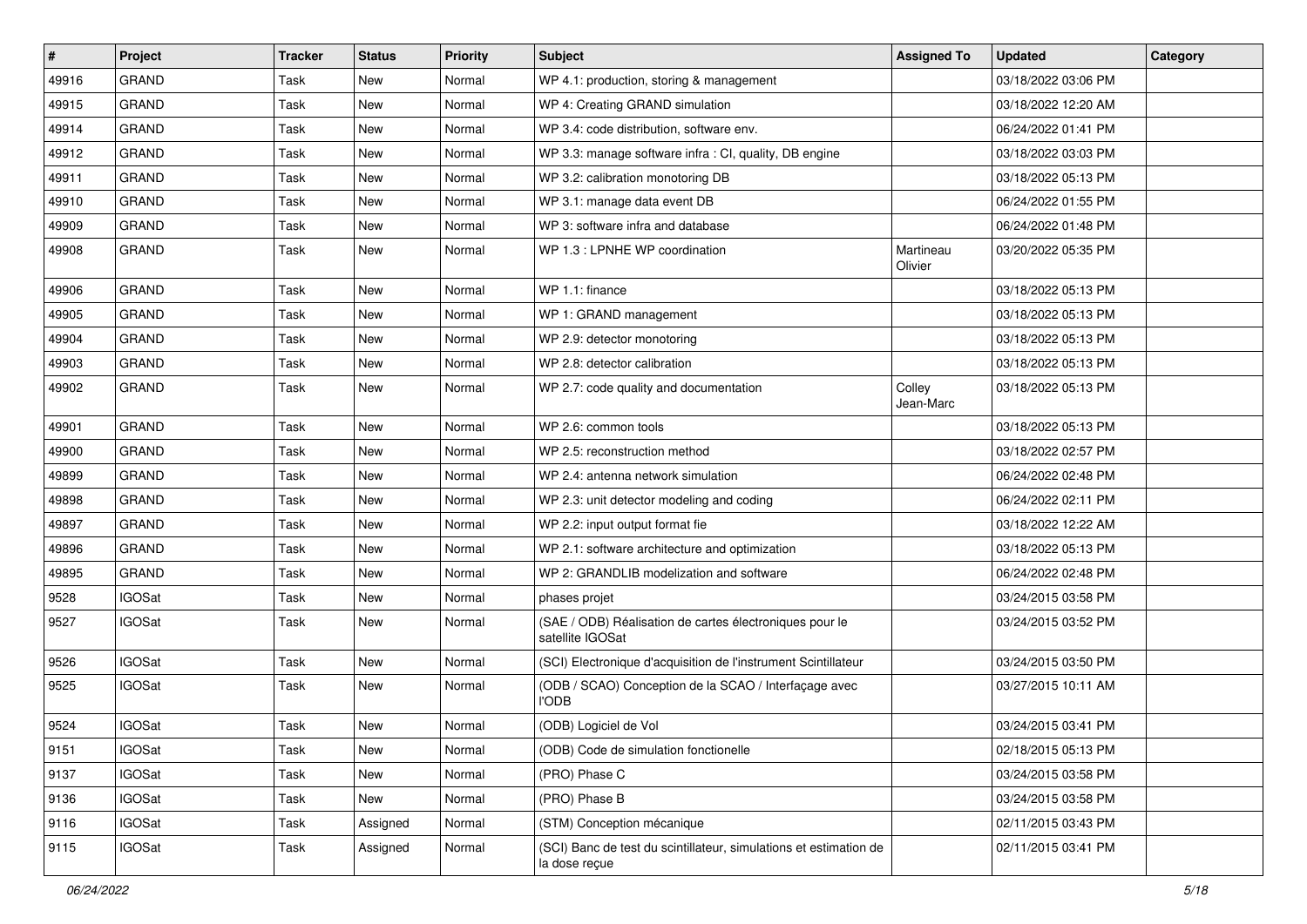| # | Project | Tracker | Status | Priority | Subject | Assigned To | Updated | Category |
|---|---|---|---|---|---|---|---|---|
| 49916 | GRAND | Task | New | Normal | WP 4.1: production, storing & management | | 03/18/2022 03:06 PM | |
| 49915 | GRAND | Task | New | Normal | WP 4: Creating GRAND simulation | | 03/18/2022 12:20 AM | |
| 49914 | GRAND | Task | New | Normal | WP 3.4: code distribution, software env. | | 06/24/2022 01:41 PM | |
| 49912 | GRAND | Task | New | Normal | WP 3.3: manage software infra : CI, quality, DB engine | | 03/18/2022 03:03 PM | |
| 49911 | GRAND | Task | New | Normal | WP 3.2: calibration monotoring DB | | 03/18/2022 05:13 PM | |
| 49910 | GRAND | Task | New | Normal | WP 3.1: manage data event DB | | 06/24/2022 01:55 PM | |
| 49909 | GRAND | Task | New | Normal | WP 3: software infra and database | | 06/24/2022 01:48 PM | |
| 49908 | GRAND | Task | New | Normal | WP 1.3 : LPNHE WP coordination | Martineau Olivier | 03/20/2022 05:35 PM | |
| 49906 | GRAND | Task | New | Normal | WP 1.1: finance | | 03/18/2022 05:13 PM | |
| 49905 | GRAND | Task | New | Normal | WP 1: GRAND management | | 03/18/2022 05:13 PM | |
| 49904 | GRAND | Task | New | Normal | WP 2.9: detector monotoring | | 03/18/2022 05:13 PM | |
| 49903 | GRAND | Task | New | Normal | WP 2.8: detector calibration | | 03/18/2022 05:13 PM | |
| 49902 | GRAND | Task | New | Normal | WP 2.7: code quality and documentation | Colley Jean-Marc | 03/18/2022 05:13 PM | |
| 49901 | GRAND | Task | New | Normal | WP 2.6: common tools | | 03/18/2022 05:13 PM | |
| 49900 | GRAND | Task | New | Normal | WP 2.5: reconstruction method | | 03/18/2022 02:57 PM | |
| 49899 | GRAND | Task | New | Normal | WP 2.4: antenna network simulation | | 06/24/2022 02:48 PM | |
| 49898 | GRAND | Task | New | Normal | WP 2.3: unit detector modeling and coding | | 06/24/2022 02:11 PM | |
| 49897 | GRAND | Task | New | Normal | WP 2.2: input output format fie | | 03/18/2022 12:22 AM | |
| 49896 | GRAND | Task | New | Normal | WP 2.1: software architecture and optimization | | 03/18/2022 05:13 PM | |
| 49895 | GRAND | Task | New | Normal | WP 2: GRANDLIB modelization and software | | 06/24/2022 02:48 PM | |
| 9528 | IGOSat | Task | New | Normal | phases projet | | 03/24/2015 03:58 PM | |
| 9527 | IGOSat | Task | New | Normal | (SAE / ODB) Réalisation de cartes électroniques pour le satellite IGOSat | | 03/24/2015 03:52 PM | |
| 9526 | IGOSat | Task | New | Normal | (SCI) Electronique d'acquisition de l'instrument Scintillateur | | 03/24/2015 03:50 PM | |
| 9525 | IGOSat | Task | New | Normal | (ODB / SCAO) Conception de la SCAO / Interfaçage avec l'ODB | | 03/27/2015 10:11 AM | |
| 9524 | IGOSat | Task | New | Normal | (ODB) Logiciel de Vol | | 03/24/2015 03:41 PM | |
| 9151 | IGOSat | Task | New | Normal | (ODB) Code de simulation fonctionelle | | 02/18/2015 05:13 PM | |
| 9137 | IGOSat | Task | New | Normal | (PRO) Phase C | | 03/24/2015 03:58 PM | |
| 9136 | IGOSat | Task | New | Normal | (PRO) Phase B | | 03/24/2015 03:58 PM | |
| 9116 | IGOSat | Task | Assigned | Normal | (STM) Conception mécanique | | 02/11/2015 03:43 PM | |
| 9115 | IGOSat | Task | Assigned | Normal | (SCI) Banc de test du scintillateur, simulations et estimation de la dose reçue | | 02/11/2015 03:41 PM | |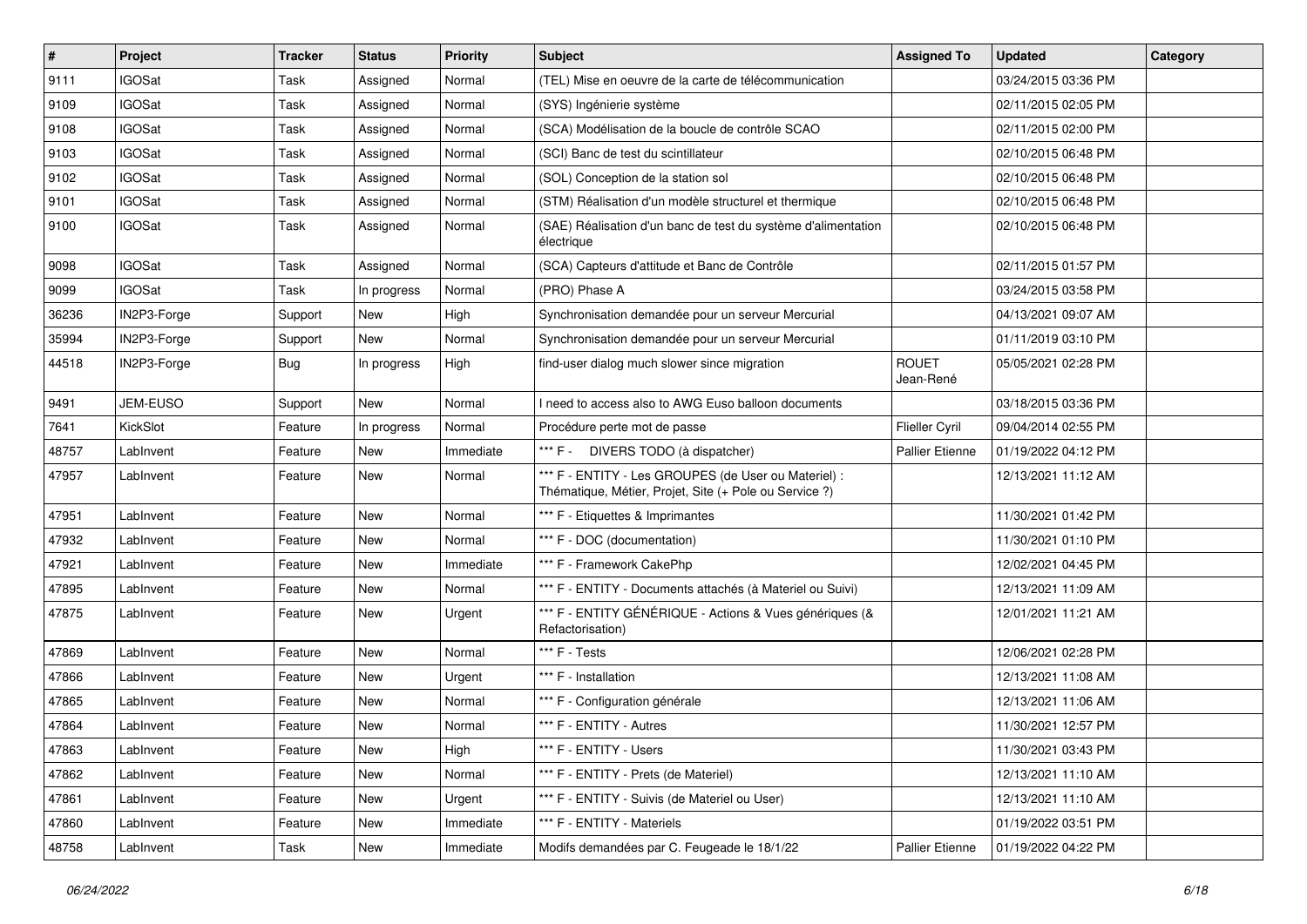| # | Project | Tracker | Status | Priority | Subject | Assigned To | Updated | Category |
|---|---|---|---|---|---|---|---|---|
| 9111 | IGOSat | Task | Assigned | Normal | (TEL) Mise en oeuvre de la carte de télécommunication | | 03/24/2015 03:36 PM | |
| 9109 | IGOSat | Task | Assigned | Normal | (SYS) Ingénierie système | | 02/11/2015 02:05 PM | |
| 9108 | IGOSat | Task | Assigned | Normal | (SCA) Modélisation de la boucle de contrôle SCAO | | 02/11/2015 02:00 PM | |
| 9103 | IGOSat | Task | Assigned | Normal | (SCI) Banc de test du scintillateur | | 02/10/2015 06:48 PM | |
| 9102 | IGOSat | Task | Assigned | Normal | (SOL) Conception de la station sol | | 02/10/2015 06:48 PM | |
| 9101 | IGOSat | Task | Assigned | Normal | (STM) Réalisation d'un modèle structurel et thermique | | 02/10/2015 06:48 PM | |
| 9100 | IGOSat | Task | Assigned | Normal | (SAE) Réalisation d'un banc de test du système d'alimentation électrique | | 02/10/2015 06:48 PM | |
| 9098 | IGOSat | Task | Assigned | Normal | (SCA) Capteurs d'attitude et Banc de Contrôle | | 02/11/2015 01:57 PM | |
| 9099 | IGOSat | Task | In progress | Normal | (PRO) Phase A | | 03/24/2015 03:58 PM | |
| 36236 | IN2P3-Forge | Support | New | High | Synchronisation demandée pour un serveur Mercurial | | 04/13/2021 09:07 AM | |
| 35994 | IN2P3-Forge | Support | New | Normal | Synchronisation demandée pour un serveur Mercurial | | 01/11/2019 03:10 PM | |
| 44518 | IN2P3-Forge | Bug | In progress | High | find-user dialog much slower since migration | ROUET Jean-René | 05/05/2021 02:28 PM | |
| 9491 | JEM-EUSO | Support | New | Normal | I need to access also to AWG Euso balloon documents | | 03/18/2015 03:36 PM | |
| 7641 | KickSlot | Feature | In progress | Normal | Procédure perte mot de passe | Flieller Cyril | 09/04/2014 02:55 PM | |
| 48757 | LabInvent | Feature | New | Immediate | *** F - DIVERS TODO (à dispatcher) | Pallier Etienne | 01/19/2022 04:12 PM | |
| 47957 | LabInvent | Feature | New | Normal | *** F - ENTITY - Les GROUPES (de User ou Materiel) : Thématique, Métier, Projet, Site (+ Pole ou Service ?) | | 12/13/2021 11:12 AM | |
| 47951 | LabInvent | Feature | New | Normal | *** F - Etiquettes & Imprimantes | | 11/30/2021 01:42 PM | |
| 47932 | LabInvent | Feature | New | Normal | *** F - DOC (documentation) | | 11/30/2021 01:10 PM | |
| 47921 | LabInvent | Feature | New | Immediate | *** F - Framework CakePhp | | 12/02/2021 04:45 PM | |
| 47895 | LabInvent | Feature | New | Normal | *** F - ENTITY - Documents attachés (à Materiel ou Suivi) | | 12/13/2021 11:09 AM | |
| 47875 | LabInvent | Feature | New | Urgent | *** F - ENTITY GÉNÉRIQUE - Actions & Vues génériques (& Refactorisation) | | 12/01/2021 11:21 AM | |
| 47869 | LabInvent | Feature | New | Normal | *** F - Tests | | 12/06/2021 02:28 PM | |
| 47866 | LabInvent | Feature | New | Urgent | *** F - Installation | | 12/13/2021 11:08 AM | |
| 47865 | LabInvent | Feature | New | Normal | *** F - Configuration générale | | 12/13/2021 11:06 AM | |
| 47864 | LabInvent | Feature | New | Normal | *** F - ENTITY - Autres | | 11/30/2021 12:57 PM | |
| 47863 | LabInvent | Feature | New | High | *** F - ENTITY - Users | | 11/30/2021 03:43 PM | |
| 47862 | LabInvent | Feature | New | Normal | *** F - ENTITY - Prets (de Materiel) | | 12/13/2021 11:10 AM | |
| 47861 | LabInvent | Feature | New | Urgent | *** F - ENTITY - Suivis (de Materiel ou User) | | 12/13/2021 11:10 AM | |
| 47860 | LabInvent | Feature | New | Immediate | *** F - ENTITY - Materiels | | 01/19/2022 03:51 PM | |
| 48758 | LabInvent | Task | New | Immediate | Modifs demandées par C. Feugeade le 18/1/22 | Pallier Etienne | 01/19/2022 04:22 PM | |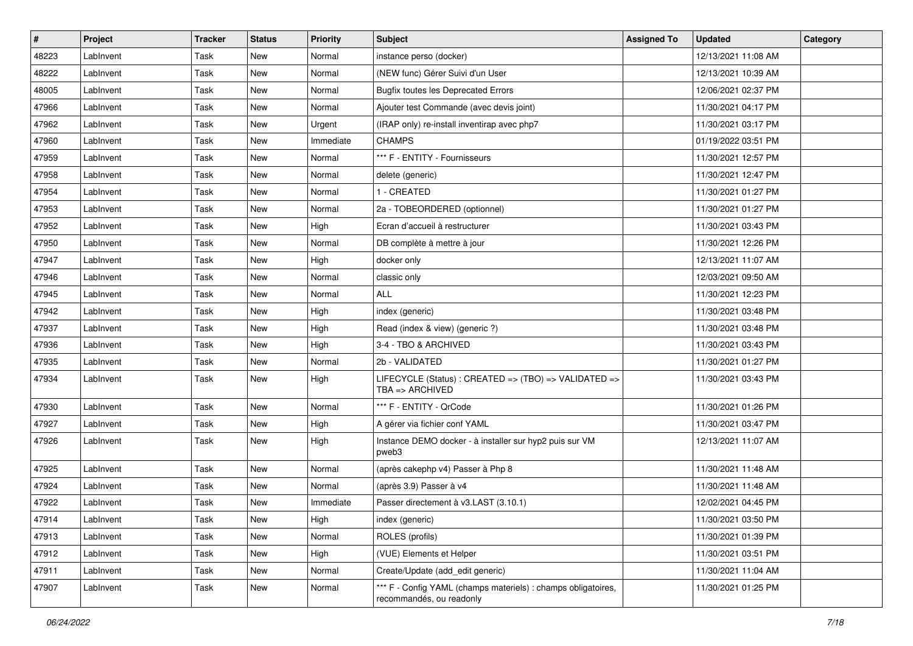| # | Project | Tracker | Status | Priority | Subject | Assigned To | Updated | Category |
|---|---|---|---|---|---|---|---|---|
| 48223 | LabInvent | Task | New | Normal | instance perso (docker) | | 12/13/2021 11:08 AM | |
| 48222 | LabInvent | Task | New | Normal | (NEW func) Gérer Suivi d'un User | | 12/13/2021 10:39 AM | |
| 48005 | LabInvent | Task | New | Normal | Bugfix toutes les Deprecated Errors | | 12/06/2021 02:37 PM | |
| 47966 | LabInvent | Task | New | Normal | Ajouter test Commande (avec devis joint) | | 11/30/2021 04:17 PM | |
| 47962 | LabInvent | Task | New | Urgent | (IRAP only) re-install inventirap avec php7 | | 11/30/2021 03:17 PM | |
| 47960 | LabInvent | Task | New | Immediate | CHAMPS | | 01/19/2022 03:51 PM | |
| 47959 | LabInvent | Task | New | Normal | *** F - ENTITY - Fournisseurs | | 11/30/2021 12:57 PM | |
| 47958 | LabInvent | Task | New | Normal | delete (generic) | | 11/30/2021 12:47 PM | |
| 47954 | LabInvent | Task | New | Normal | 1 - CREATED | | 11/30/2021 01:27 PM | |
| 47953 | LabInvent | Task | New | Normal | 2a - TOBEORDERED (optionnel) | | 11/30/2021 01:27 PM | |
| 47952 | LabInvent | Task | New | High | Ecran d'accueil à restructurer | | 11/30/2021 03:43 PM | |
| 47950 | LabInvent | Task | New | Normal | DB complète à mettre à jour | | 11/30/2021 12:26 PM | |
| 47947 | LabInvent | Task | New | High | docker only | | 12/13/2021 11:07 AM | |
| 47946 | LabInvent | Task | New | Normal | classic only | | 12/03/2021 09:50 AM | |
| 47945 | LabInvent | Task | New | Normal | ALL | | 11/30/2021 12:23 PM | |
| 47942 | LabInvent | Task | New | High | index (generic) | | 11/30/2021 03:48 PM | |
| 47937 | LabInvent | Task | New | High | Read (index & view) (generic ?) | | 11/30/2021 03:48 PM | |
| 47936 | LabInvent | Task | New | High | 3-4 - TBO & ARCHIVED | | 11/30/2021 03:43 PM | |
| 47935 | LabInvent | Task | New | Normal | 2b - VALIDATED | | 11/30/2021 01:27 PM | |
| 47934 | LabInvent | Task | New | High | LIFECYCLE (Status) : CREATED => (TBO) => VALIDATED => TBA => ARCHIVED | | 11/30/2021 03:43 PM | |
| 47930 | LabInvent | Task | New | Normal | *** F - ENTITY - QrCode | | 11/30/2021 01:26 PM | |
| 47927 | LabInvent | Task | New | High | A gérer via fichier conf YAML | | 11/30/2021 03:47 PM | |
| 47926 | LabInvent | Task | New | High | Instance DEMO docker - à installer sur hyp2 puis sur VM pweb3 | | 12/13/2021 11:07 AM | |
| 47925 | LabInvent | Task | New | Normal | (après cakephp v4) Passer à Php 8 | | 11/30/2021 11:48 AM | |
| 47924 | LabInvent | Task | New | Normal | (après 3.9) Passer à v4 | | 11/30/2021 11:48 AM | |
| 47922 | LabInvent | Task | New | Immediate | Passer directement à v3.LAST (3.10.1) | | 12/02/2021 04:45 PM | |
| 47914 | LabInvent | Task | New | High | index (generic) | | 11/30/2021 03:50 PM | |
| 47913 | LabInvent | Task | New | Normal | ROLES (profils) | | 11/30/2021 01:39 PM | |
| 47912 | LabInvent | Task | New | High | (VUE) Elements et Helper | | 11/30/2021 03:51 PM | |
| 47911 | LabInvent | Task | New | Normal | Create/Update (add_edit generic) | | 11/30/2021 11:04 AM | |
| 47907 | LabInvent | Task | New | Normal | *** F - Config YAML (champs materiels) : champs obligatoires, recommandés, ou readonly | | 11/30/2021 01:25 PM | |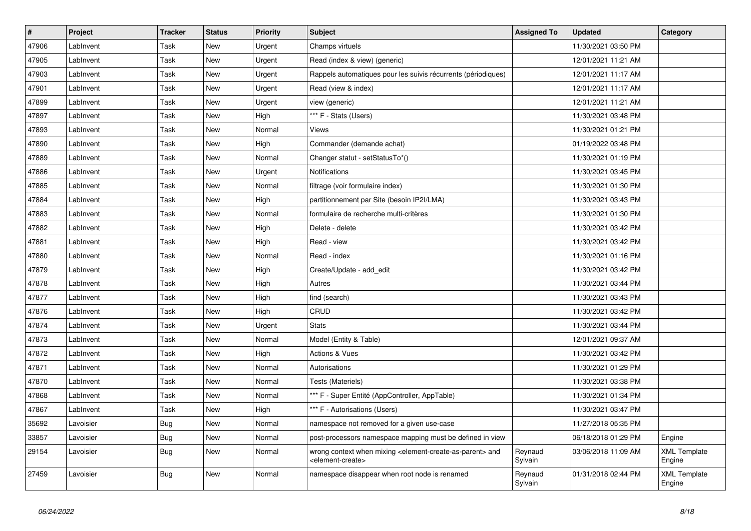| # | Project | Tracker | Status | Priority | Subject | Assigned To | Updated | Category |
|---|---|---|---|---|---|---|---|---|
| 47906 | LabInvent | Task | New | Urgent | Champs virtuels | | 11/30/2021 03:50 PM | |
| 47905 | LabInvent | Task | New | Urgent | Read (index & view) (generic) | | 12/01/2021 11:21 AM | |
| 47903 | LabInvent | Task | New | Urgent | Rappels automatiques pour les suivis récurrents (périodiques) | | 12/01/2021 11:17 AM | |
| 47901 | LabInvent | Task | New | Urgent | Read (view & index) | | 12/01/2021 11:17 AM | |
| 47899 | LabInvent | Task | New | Urgent | view (generic) | | 12/01/2021 11:21 AM | |
| 47897 | LabInvent | Task | New | High | *** F - Stats (Users) | | 11/30/2021 03:48 PM | |
| 47893 | LabInvent | Task | New | Normal | Views | | 11/30/2021 01:21 PM | |
| 47890 | LabInvent | Task | New | High | Commander (demande achat) | | 01/19/2022 03:48 PM | |
| 47889 | LabInvent | Task | New | Normal | Changer statut - setStatusTo*() | | 11/30/2021 01:19 PM | |
| 47886 | LabInvent | Task | New | Urgent | Notifications | | 11/30/2021 03:45 PM | |
| 47885 | LabInvent | Task | New | Normal | filtrage (voir formulaire index) | | 11/30/2021 01:30 PM | |
| 47884 | LabInvent | Task | New | High | partitionnement par Site (besoin IP2I/LMA) | | 11/30/2021 03:43 PM | |
| 47883 | LabInvent | Task | New | Normal | formulaire de recherche multi-critères | | 11/30/2021 01:30 PM | |
| 47882 | LabInvent | Task | New | High | Delete - delete | | 11/30/2021 03:42 PM | |
| 47881 | LabInvent | Task | New | High | Read - view | | 11/30/2021 03:42 PM | |
| 47880 | LabInvent | Task | New | Normal | Read - index | | 11/30/2021 01:16 PM | |
| 47879 | LabInvent | Task | New | High | Create/Update - add_edit | | 11/30/2021 03:42 PM | |
| 47878 | LabInvent | Task | New | High | Autres | | 11/30/2021 03:44 PM | |
| 47877 | LabInvent | Task | New | High | find (search) | | 11/30/2021 03:43 PM | |
| 47876 | LabInvent | Task | New | High | CRUD | | 11/30/2021 03:42 PM | |
| 47874 | LabInvent | Task | New | Urgent | Stats | | 11/30/2021 03:44 PM | |
| 47873 | LabInvent | Task | New | Normal | Model (Entity & Table) | | 12/01/2021 09:37 AM | |
| 47872 | LabInvent | Task | New | High | Actions & Vues | | 11/30/2021 03:42 PM | |
| 47871 | LabInvent | Task | New | Normal | Autorisations | | 11/30/2021 01:29 PM | |
| 47870 | LabInvent | Task | New | Normal | Tests (Materiels) | | 11/30/2021 03:38 PM | |
| 47868 | LabInvent | Task | New | Normal | *** F - Super Entité (AppController, AppTable) | | 11/30/2021 01:34 PM | |
| 47867 | LabInvent | Task | New | High | *** F - Autorisations (Users) | | 11/30/2021 03:47 PM | |
| 35692 | Lavoisier | Bug | New | Normal | namespace not removed for a given use-case | | 11/27/2018 05:35 PM | |
| 33857 | Lavoisier | Bug | New | Normal | post-processors namespace mapping must be defined in view | | 06/18/2018 01:29 PM | Engine |
| 29154 | Lavoisier | Bug | New | Normal | wrong context when mixing <element-create-as-parent> and <element-create> | Reynaud Sylvain | 03/06/2018 11:09 AM | XML Template Engine |
| 27459 | Lavoisier | Bug | New | Normal | namespace disappear when root node is renamed | Reynaud Sylvain | 01/31/2018 02:44 PM | XML Template Engine |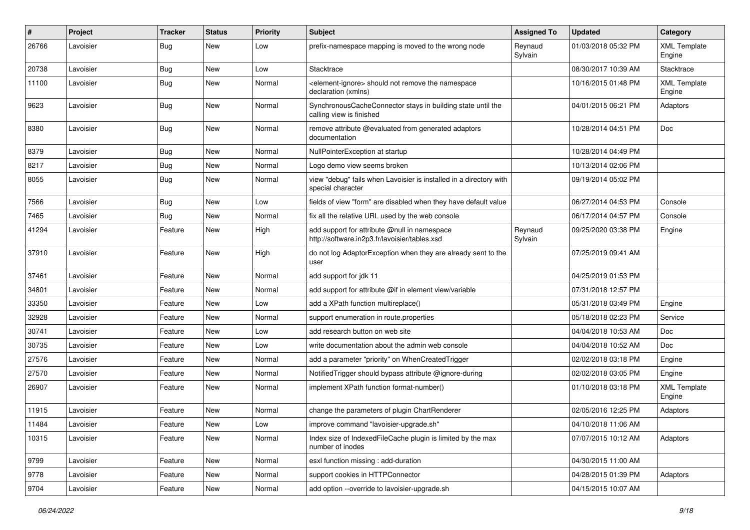| # | Project | Tracker | Status | Priority | Subject | Assigned To | Updated | Category |
|---|---|---|---|---|---|---|---|---|
| 26766 | Lavoisier | Bug | New | Low | prefix-namespace mapping is moved to the wrong node | Reynaud Sylvain | 01/03/2018 05:32 PM | XML Template Engine |
| 20738 | Lavoisier | Bug | New | Low | Stacktrace | | 08/30/2017 10:39 AM | Stacktrace |
| 11100 | Lavoisier | Bug | New | Normal | <element-ignore> should not remove the namespace declaration (xmlns) | | 10/16/2015 01:48 PM | XML Template Engine |
| 9623 | Lavoisier | Bug | New | Normal | SynchronousCacheConnector stays in building state until the calling view is finished | | 04/01/2015 06:21 PM | Adaptors |
| 8380 | Lavoisier | Bug | New | Normal | remove attribute @evaluated from generated adaptors documentation | | 10/28/2014 04:51 PM | Doc |
| 8379 | Lavoisier | Bug | New | Normal | NullPointerException at startup | | 10/28/2014 04:49 PM | |
| 8217 | Lavoisier | Bug | New | Normal | Logo demo view seems broken | | 10/13/2014 02:06 PM | |
| 8055 | Lavoisier | Bug | New | Normal | view "debug" fails when Lavoisier is installed in a directory with special character | | 09/19/2014 05:02 PM | |
| 7566 | Lavoisier | Bug | New | Low | fields of view "form" are disabled when they have default value | | 06/27/2014 04:53 PM | Console |
| 7465 | Lavoisier | Bug | New | Normal | fix all the relative URL used by the web console | | 06/17/2014 04:57 PM | Console |
| 41294 | Lavoisier | Feature | New | High | add support for attribute @null in namespace http://software.in2p3.fr/lavoisier/tables.xsd | Reynaud Sylvain | 09/25/2020 03:38 PM | Engine |
| 37910 | Lavoisier | Feature | New | High | do not log AdaptorException when they are already sent to the user | | 07/25/2019 09:41 AM | |
| 37461 | Lavoisier | Feature | New | Normal | add support for jdk 11 | | 04/25/2019 01:53 PM | |
| 34801 | Lavoisier | Feature | New | Normal | add support for attribute @if in element view/variable | | 07/31/2018 12:57 PM | |
| 33350 | Lavoisier | Feature | New | Low | add a XPath function multireplace() | | 05/31/2018 03:49 PM | Engine |
| 32928 | Lavoisier | Feature | New | Normal | support enumeration in route.properties | | 05/18/2018 02:23 PM | Service |
| 30741 | Lavoisier | Feature | New | Low | add research button on web site | | 04/04/2018 10:53 AM | Doc |
| 30735 | Lavoisier | Feature | New | Low | write documentation about the admin web console | | 04/04/2018 10:52 AM | Doc |
| 27576 | Lavoisier | Feature | New | Normal | add a parameter "priority" on WhenCreatedTrigger | | 02/02/2018 03:18 PM | Engine |
| 27570 | Lavoisier | Feature | New | Normal | NotifiedTrigger should bypass attribute @ignore-during | | 02/02/2018 03:05 PM | Engine |
| 26907 | Lavoisier | Feature | New | Normal | implement XPath function format-number() | | 01/10/2018 03:18 PM | XML Template Engine |
| 11915 | Lavoisier | Feature | New | Normal | change the parameters of plugin ChartRenderer | | 02/05/2016 12:25 PM | Adaptors |
| 11484 | Lavoisier | Feature | New | Low | improve command "lavoisier-upgrade.sh" | | 04/10/2018 11:06 AM | |
| 10315 | Lavoisier | Feature | New | Normal | Index size of IndexedFileCache plugin is limited by the max number of inodes | | 07/07/2015 10:12 AM | Adaptors |
| 9799 | Lavoisier | Feature | New | Normal | esxl function missing : add-duration | | 04/30/2015 11:00 AM | |
| 9778 | Lavoisier | Feature | New | Normal | support cookies in HTTPConnector | | 04/28/2015 01:39 PM | Adaptors |
| 9704 | Lavoisier | Feature | New | Normal | add option --override to lavoisier-upgrade.sh | | 04/15/2015 10:07 AM | |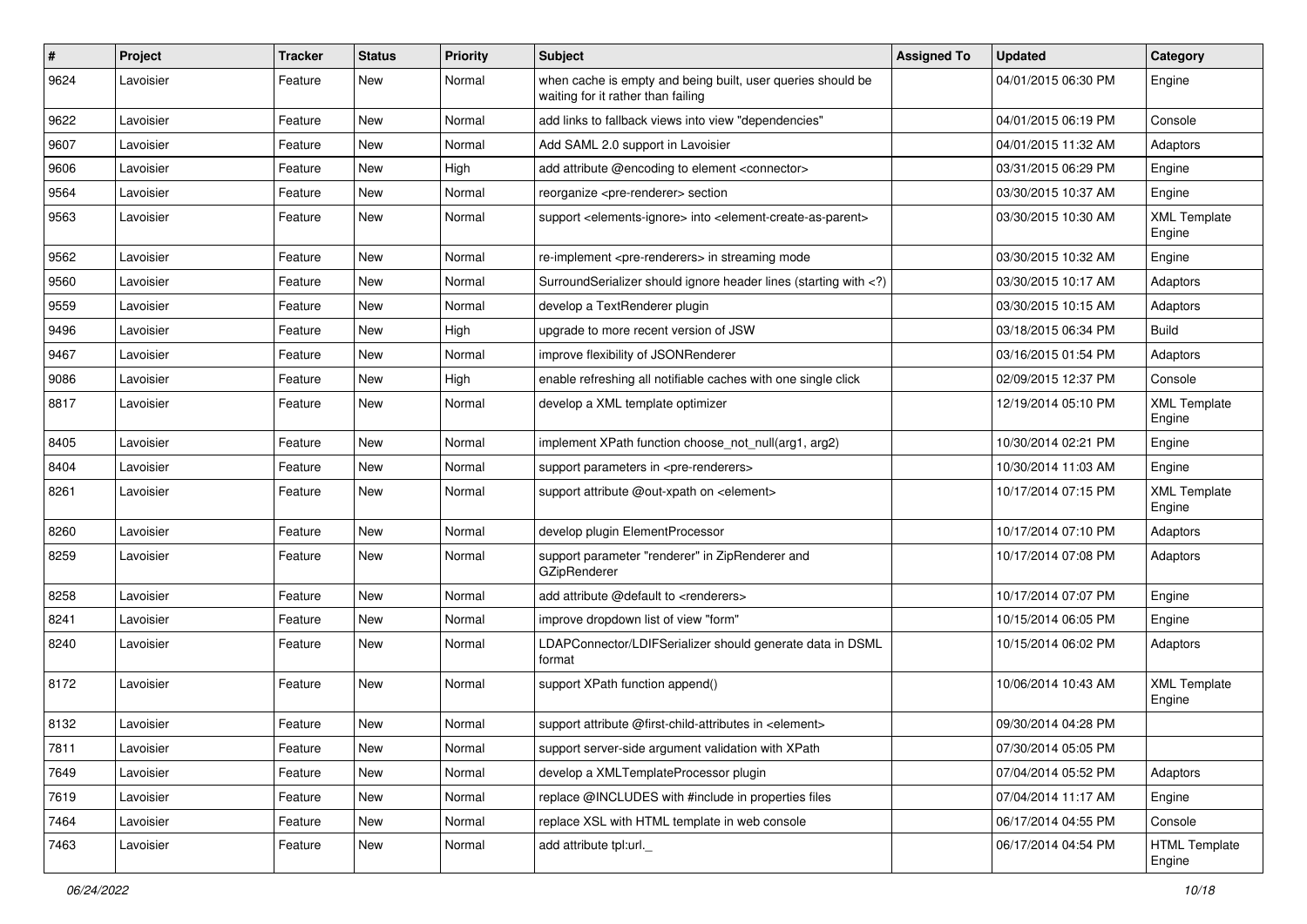| # | Project | Tracker | Status | Priority | Subject | Assigned To | Updated | Category |
|---|---|---|---|---|---|---|---|---|
| 9624 | Lavoisier | Feature | New | Normal | when cache is empty and being built, user queries should be waiting for it rather than failing | | 04/01/2015 06:30 PM | Engine |
| 9622 | Lavoisier | Feature | New | Normal | add links to fallback views into view "dependencies" | | 04/01/2015 06:19 PM | Console |
| 9607 | Lavoisier | Feature | New | Normal | Add SAML 2.0 support in Lavoisier | | 04/01/2015 11:32 AM | Adaptors |
| 9606 | Lavoisier | Feature | New | High | add attribute @encoding to element <connector> | | 03/31/2015 06:29 PM | Engine |
| 9564 | Lavoisier | Feature | New | Normal | reorganize <pre-renderer> section | | 03/30/2015 10:37 AM | Engine |
| 9563 | Lavoisier | Feature | New | Normal | support <elements-ignore> into <element-create-as-parent> | | 03/30/2015 10:30 AM | XML Template Engine |
| 9562 | Lavoisier | Feature | New | Normal | re-implement <pre-renderers> in streaming mode | | 03/30/2015 10:32 AM | Engine |
| 9560 | Lavoisier | Feature | New | Normal | SurroundSerializer should ignore header lines (starting with <?) | | 03/30/2015 10:17 AM | Adaptors |
| 9559 | Lavoisier | Feature | New | Normal | develop a TextRenderer plugin | | 03/30/2015 10:15 AM | Adaptors |
| 9496 | Lavoisier | Feature | New | High | upgrade to more recent version of JSW | | 03/18/2015 06:34 PM | Build |
| 9467 | Lavoisier | Feature | New | Normal | improve flexibility of JSONRenderer | | 03/16/2015 01:54 PM | Adaptors |
| 9086 | Lavoisier | Feature | New | High | enable refreshing all notifiable caches with one single click | | 02/09/2015 12:37 PM | Console |
| 8817 | Lavoisier | Feature | New | Normal | develop a XML template optimizer | | 12/19/2014 05:10 PM | XML Template Engine |
| 8405 | Lavoisier | Feature | New | Normal | implement XPath function choose_not_null(arg1, arg2) | | 10/30/2014 02:21 PM | Engine |
| 8404 | Lavoisier | Feature | New | Normal | support parameters in <pre-renderers> | | 10/30/2014 11:03 AM | Engine |
| 8261 | Lavoisier | Feature | New | Normal | support attribute @out-xpath on <element> | | 10/17/2014 07:15 PM | XML Template Engine |
| 8260 | Lavoisier | Feature | New | Normal | develop plugin ElementProcessor | | 10/17/2014 07:10 PM | Adaptors |
| 8259 | Lavoisier | Feature | New | Normal | support parameter "renderer" in ZipRenderer and GZipRenderer | | 10/17/2014 07:08 PM | Adaptors |
| 8258 | Lavoisier | Feature | New | Normal | add attribute @default to <renderers> | | 10/17/2014 07:07 PM | Engine |
| 8241 | Lavoisier | Feature | New | Normal | improve dropdown list of view "form" | | 10/15/2014 06:05 PM | Engine |
| 8240 | Lavoisier | Feature | New | Normal | LDAPConnector/LDIFSerializer should generate data in DSML format | | 10/15/2014 06:02 PM | Adaptors |
| 8172 | Lavoisier | Feature | New | Normal | support XPath function append() | | 10/06/2014 10:43 AM | XML Template Engine |
| 8132 | Lavoisier | Feature | New | Normal | support attribute @first-child-attributes in <element> | | 09/30/2014 04:28 PM | |
| 7811 | Lavoisier | Feature | New | Normal | support server-side argument validation with XPath | | 07/30/2014 05:05 PM | |
| 7649 | Lavoisier | Feature | New | Normal | develop a XMLTemplateProcessor plugin | | 07/04/2014 05:52 PM | Adaptors |
| 7619 | Lavoisier | Feature | New | Normal | replace @INCLUDES with #include in properties files | | 07/04/2014 11:17 AM | Engine |
| 7464 | Lavoisier | Feature | New | Normal | replace XSL with HTML template in web console | | 06/17/2014 04:55 PM | Console |
| 7463 | Lavoisier | Feature | New | Normal | add attribute tpl:url._ | | 06/17/2014 04:54 PM | HTML Template Engine |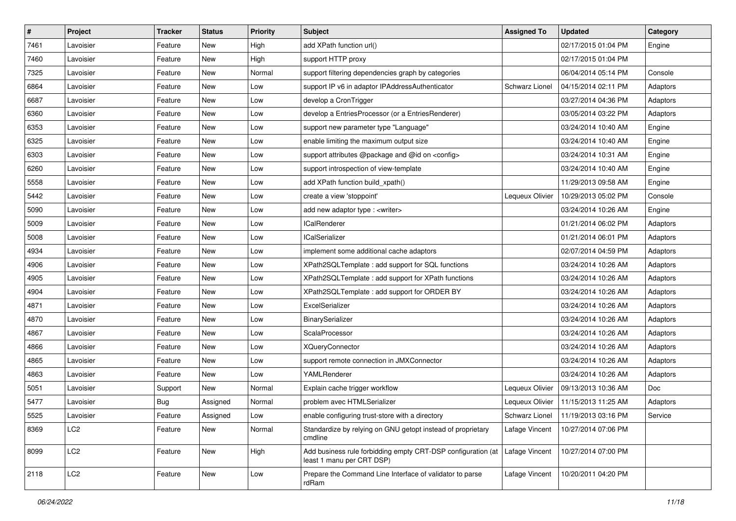| # | Project | Tracker | Status | Priority | Subject | Assigned To | Updated | Category |
|---|---|---|---|---|---|---|---|---|
| 7461 | Lavoisier | Feature | New | High | add XPath function url() | | 02/17/2015 01:04 PM | Engine |
| 7460 | Lavoisier | Feature | New | High | support HTTP proxy | | 02/17/2015 01:04 PM | |
| 7325 | Lavoisier | Feature | New | Normal | support filtering dependencies graph by categories | | 06/04/2014 05:14 PM | Console |
| 6864 | Lavoisier | Feature | New | Low | support IP v6 in adaptor IPAddressAuthenticator | Schwarz Lionel | 04/15/2014 02:11 PM | Adaptors |
| 6687 | Lavoisier | Feature | New | Low | develop a CronTrigger | | 03/27/2014 04:36 PM | Adaptors |
| 6360 | Lavoisier | Feature | New | Low | develop a EntriesProcessor (or a EntriesRenderer) | | 03/05/2014 03:22 PM | Adaptors |
| 6353 | Lavoisier | Feature | New | Low | support new parameter type "Language" | | 03/24/2014 10:40 AM | Engine |
| 6325 | Lavoisier | Feature | New | Low | enable limiting the maximum output size | | 03/24/2014 10:40 AM | Engine |
| 6303 | Lavoisier | Feature | New | Low | support attributes @package and @id on <config> | | 03/24/2014 10:31 AM | Engine |
| 6260 | Lavoisier | Feature | New | Low | support introspection of view-template | | 03/24/2014 10:40 AM | Engine |
| 5558 | Lavoisier | Feature | New | Low | add XPath function build_xpath() | | 11/29/2013 09:58 AM | Engine |
| 5442 | Lavoisier | Feature | New | Low | create a view 'stoppoint' | Lequeux Olivier | 10/29/2013 05:02 PM | Console |
| 5090 | Lavoisier | Feature | New | Low | add new adaptor type : <writer> | | 03/24/2014 10:26 AM | Engine |
| 5009 | Lavoisier | Feature | New | Low | ICalRenderer | | 01/21/2014 06:02 PM | Adaptors |
| 5008 | Lavoisier | Feature | New | Low | ICalSerializer | | 01/21/2014 06:01 PM | Adaptors |
| 4934 | Lavoisier | Feature | New | Low | implement some additional cache adaptors | | 02/07/2014 04:59 PM | Adaptors |
| 4906 | Lavoisier | Feature | New | Low | XPath2SQLTemplate : add support for SQL functions | | 03/24/2014 10:26 AM | Adaptors |
| 4905 | Lavoisier | Feature | New | Low | XPath2SQLTemplate : add support for XPath functions | | 03/24/2014 10:26 AM | Adaptors |
| 4904 | Lavoisier | Feature | New | Low | XPath2SQLTemplate : add support for ORDER BY | | 03/24/2014 10:26 AM | Adaptors |
| 4871 | Lavoisier | Feature | New | Low | ExcelSerializer | | 03/24/2014 10:26 AM | Adaptors |
| 4870 | Lavoisier | Feature | New | Low | BinarySerializer | | 03/24/2014 10:26 AM | Adaptors |
| 4867 | Lavoisier | Feature | New | Low | ScalaProcessor | | 03/24/2014 10:26 AM | Adaptors |
| 4866 | Lavoisier | Feature | New | Low | XQueryConnector | | 03/24/2014 10:26 AM | Adaptors |
| 4865 | Lavoisier | Feature | New | Low | support remote connection in JMXConnector | | 03/24/2014 10:26 AM | Adaptors |
| 4863 | Lavoisier | Feature | New | Low | YAMLRenderer | | 03/24/2014 10:26 AM | Adaptors |
| 5051 | Lavoisier | Support | New | Normal | Explain cache trigger workflow | Lequeux Olivier | 09/13/2013 10:36 AM | Doc |
| 5477 | Lavoisier | Bug | Assigned | Normal | problem avec HTMLSerializer | Lequeux Olivier | 11/15/2013 11:25 AM | Adaptors |
| 5525 | Lavoisier | Feature | Assigned | Low | enable configuring trust-store with a directory | Schwarz Lionel | 11/19/2013 03:16 PM | Service |
| 8369 | LC2 | Feature | New | Normal | Standardize by relying on GNU getopt instead of proprietary cmdline | Lafage Vincent | 10/27/2014 07:06 PM | |
| 8099 | LC2 | Feature | New | High | Add business rule forbidding empty CRT-DSP configuration (at least 1 manu per CRT DSP) | Lafage Vincent | 10/27/2014 07:00 PM | |
| 2118 | LC2 | Feature | New | Low | Prepare the Command Line Interface of validator to parse rdRam | Lafage Vincent | 10/20/2011 04:20 PM | |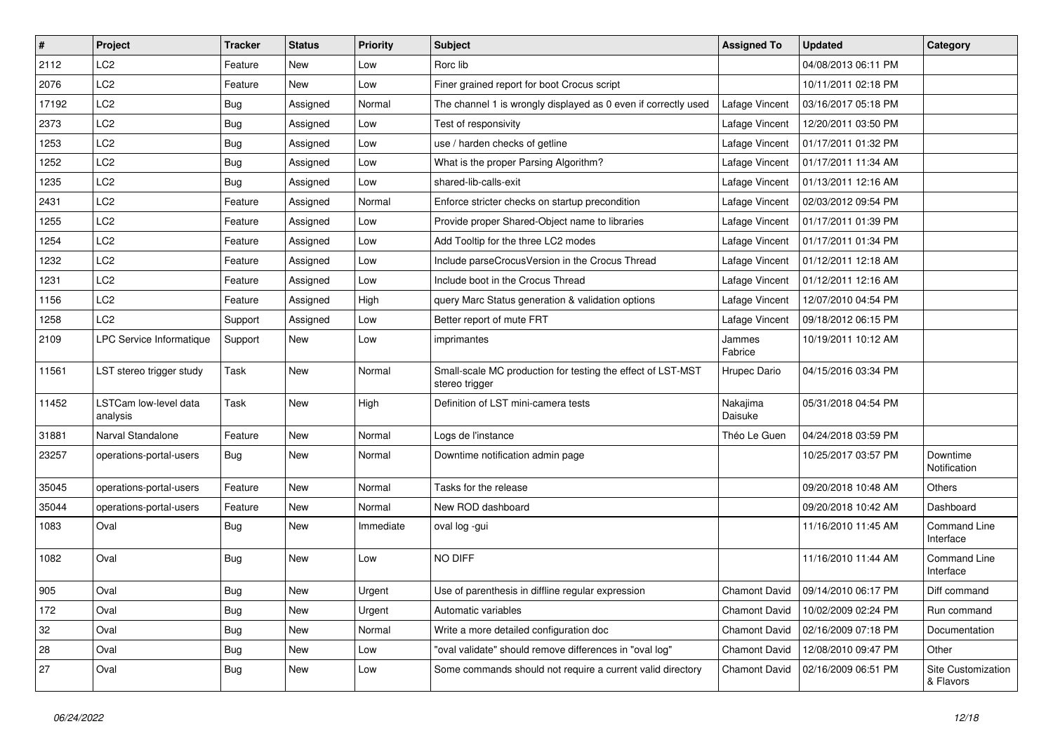| # | Project | Tracker | Status | Priority | Subject | Assigned To | Updated | Category |
|---|---|---|---|---|---|---|---|---|
| 2112 | LC2 | Feature | New | Low | Rorc lib | | 04/08/2013 06:11 PM | |
| 2076 | LC2 | Feature | New | Low | Finer grained report for boot Crocus script | | 10/11/2011 02:18 PM | |
| 17192 | LC2 | Bug | Assigned | Normal | The channel 1 is wrongly displayed as 0 even if correctly used | Lafage Vincent | 03/16/2017 05:18 PM | |
| 2373 | LC2 | Bug | Assigned | Low | Test of responsivity | Lafage Vincent | 12/20/2011 03:50 PM | |
| 1253 | LC2 | Bug | Assigned | Low | use / harden checks of getline | Lafage Vincent | 01/17/2011 01:32 PM | |
| 1252 | LC2 | Bug | Assigned | Low | What is the proper Parsing Algorithm? | Lafage Vincent | 01/17/2011 11:34 AM | |
| 1235 | LC2 | Bug | Assigned | Low | shared-lib-calls-exit | Lafage Vincent | 01/13/2011 12:16 AM | |
| 2431 | LC2 | Feature | Assigned | Normal | Enforce stricter checks on startup precondition | Lafage Vincent | 02/03/2012 09:54 PM | |
| 1255 | LC2 | Feature | Assigned | Low | Provide proper Shared-Object name to libraries | Lafage Vincent | 01/17/2011 01:39 PM | |
| 1254 | LC2 | Feature | Assigned | Low | Add Tooltip for the three LC2 modes | Lafage Vincent | 01/17/2011 01:34 PM | |
| 1232 | LC2 | Feature | Assigned | Low | Include parseCrocusVersion in the Crocus Thread | Lafage Vincent | 01/12/2011 12:18 AM | |
| 1231 | LC2 | Feature | Assigned | Low | Include boot in the Crocus Thread | Lafage Vincent | 01/12/2011 12:16 AM | |
| 1156 | LC2 | Feature | Assigned | High | query Marc Status generation & validation options | Lafage Vincent | 12/07/2010 04:54 PM | |
| 1258 | LC2 | Support | Assigned | Low | Better report of mute FRT | Lafage Vincent | 09/18/2012 06:15 PM | |
| 2109 | LPC Service Informatique | Support | New | Low | imprimantes | Jammes Fabrice | 10/19/2011 10:12 AM | |
| 11561 | LST stereo trigger study | Task | New | Normal | Small-scale MC production for testing the effect of LST-MST stereo trigger | Hrupec Dario | 04/15/2016 03:34 PM | |
| 11452 | LSTCam low-level data analysis | Task | New | High | Definition of LST mini-camera tests | Nakajima Daisuke | 05/31/2018 04:54 PM | |
| 31881 | Narval Standalone | Feature | New | Normal | Logs de l'instance | Théo Le Guen | 04/24/2018 03:59 PM | |
| 23257 | operations-portal-users | Bug | New | Normal | Downtime notification admin page | | 10/25/2017 03:57 PM | Downtime Notification |
| 35045 | operations-portal-users | Feature | New | Normal | Tasks for the release | | 09/20/2018 10:48 AM | Others |
| 35044 | operations-portal-users | Feature | New | Normal | New ROD dashboard | | 09/20/2018 10:42 AM | Dashboard |
| 1083 | Oval | Bug | New | Immediate | oval log -gui | | 11/16/2010 11:45 AM | Command Line Interface |
| 1082 | Oval | Bug | New | Low | NO DIFF | | 11/16/2010 11:44 AM | Command Line Interface |
| 905 | Oval | Bug | New | Urgent | Use of parenthesis in diffline regular expression | Chamont David | 09/14/2010 06:17 PM | Diff command |
| 172 | Oval | Bug | New | Urgent | Automatic variables | Chamont David | 10/02/2009 02:24 PM | Run command |
| 32 | Oval | Bug | New | Normal | Write a more detailed configuration doc | Chamont David | 02/16/2009 07:18 PM | Documentation |
| 28 | Oval | Bug | New | Low | "oval validate" should remove differences in "oval log" | Chamont David | 12/08/2010 09:47 PM | Other |
| 27 | Oval | Bug | New | Low | Some commands should not require a current valid directory | Chamont David | 02/16/2009 06:51 PM | Site Customization & Flavors |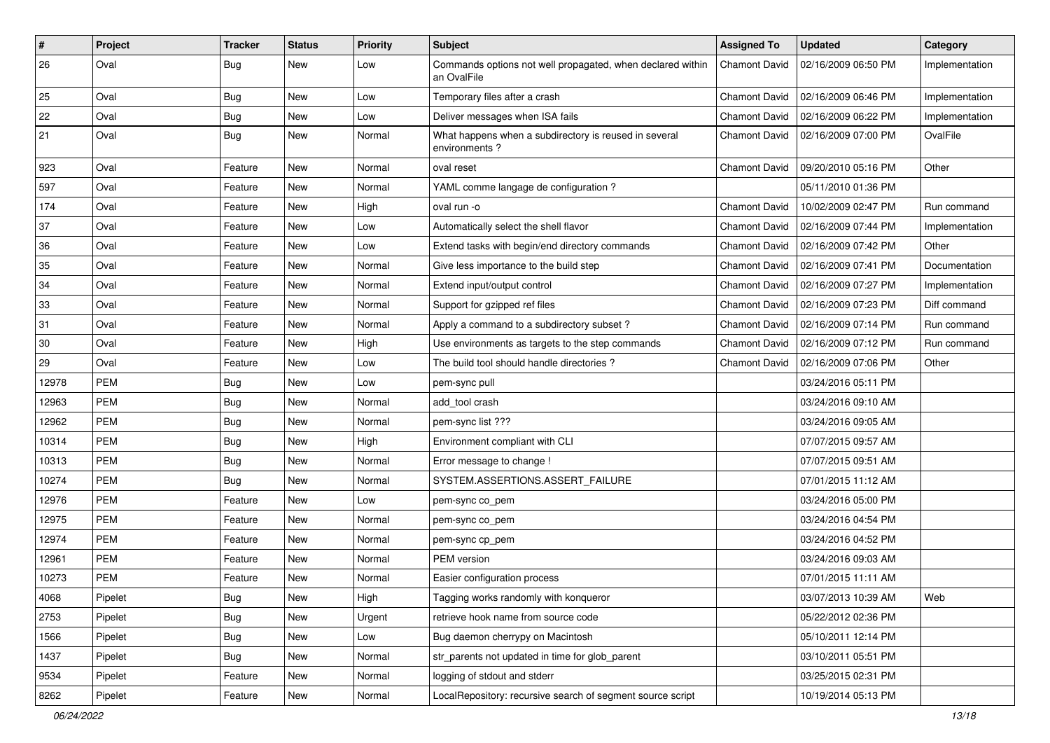| # | Project | Tracker | Status | Priority | Subject | Assigned To | Updated | Category |
|---|---|---|---|---|---|---|---|---|
| 26 | Oval | Bug | New | Low | Commands options not well propagated, when declared within an OvalFile | Chamont David | 02/16/2009 06:50 PM | Implementation |
| 25 | Oval | Bug | New | Low | Temporary files after a crash | Chamont David | 02/16/2009 06:46 PM | Implementation |
| 22 | Oval | Bug | New | Low | Deliver messages when ISA fails | Chamont David | 02/16/2009 06:22 PM | Implementation |
| 21 | Oval | Bug | New | Normal | What happens when a subdirectory is reused in several environments ? | Chamont David | 02/16/2009 07:00 PM | OvalFile |
| 923 | Oval | Feature | New | Normal | oval reset | Chamont David | 09/20/2010 05:16 PM | Other |
| 597 | Oval | Feature | New | Normal | YAML comme langage de configuration ? | | 05/11/2010 01:36 PM | |
| 174 | Oval | Feature | New | High | oval run -o | Chamont David | 10/02/2009 02:47 PM | Run command |
| 37 | Oval | Feature | New | Low | Automatically select the shell flavor | Chamont David | 02/16/2009 07:44 PM | Implementation |
| 36 | Oval | Feature | New | Low | Extend tasks with begin/end directory commands | Chamont David | 02/16/2009 07:42 PM | Other |
| 35 | Oval | Feature | New | Normal | Give less importance to the build step | Chamont David | 02/16/2009 07:41 PM | Documentation |
| 34 | Oval | Feature | New | Normal | Extend input/output control | Chamont David | 02/16/2009 07:27 PM | Implementation |
| 33 | Oval | Feature | New | Normal | Support for gzipped ref files | Chamont David | 02/16/2009 07:23 PM | Diff command |
| 31 | Oval | Feature | New | Normal | Apply a command to a subdirectory subset ? | Chamont David | 02/16/2009 07:14 PM | Run command |
| 30 | Oval | Feature | New | High | Use environments as targets to the step commands | Chamont David | 02/16/2009 07:12 PM | Run command |
| 29 | Oval | Feature | New | Low | The build tool should handle directories ? | Chamont David | 02/16/2009 07:06 PM | Other |
| 12978 | PEM | Bug | New | Low | pem-sync pull | | 03/24/2016 05:11 PM | |
| 12963 | PEM | Bug | New | Normal | add_tool crash | | 03/24/2016 09:10 AM | |
| 12962 | PEM | Bug | New | Normal | pem-sync list ??? | | 03/24/2016 09:05 AM | |
| 10314 | PEM | Bug | New | High | Environment compliant with CLI | | 07/07/2015 09:57 AM | |
| 10313 | PEM | Bug | New | Normal | Error message to change ! | | 07/07/2015 09:51 AM | |
| 10274 | PEM | Bug | New | Normal | SYSTEM.ASSERTIONS.ASSERT_FAILURE | | 07/01/2015 11:12 AM | |
| 12976 | PEM | Feature | New | Low | pem-sync co_pem | | 03/24/2016 05:00 PM | |
| 12975 | PEM | Feature | New | Normal | pem-sync co_pem | | 03/24/2016 04:54 PM | |
| 12974 | PEM | Feature | New | Normal | pem-sync cp_pem | | 03/24/2016 04:52 PM | |
| 12961 | PEM | Feature | New | Normal | PEM version | | 03/24/2016 09:03 AM | |
| 10273 | PEM | Feature | New | Normal | Easier configuration process | | 07/01/2015 11:11 AM | |
| 4068 | Pipelet | Bug | New | High | Tagging works randomly with konqueror | | 03/07/2013 10:39 AM | Web |
| 2753 | Pipelet | Bug | New | Urgent | retrieve hook name from source code | | 05/22/2012 02:36 PM | |
| 1566 | Pipelet | Bug | New | Low | Bug daemon cherrypy on Macintosh | | 05/10/2011 12:14 PM | |
| 1437 | Pipelet | Bug | New | Normal | str_parents not updated in time for glob_parent | | 03/10/2011 05:51 PM | |
| 9534 | Pipelet | Feature | New | Normal | logging of stdout and stderr | | 03/25/2015 02:31 PM | |
| 8262 | Pipelet | Feature | New | Normal | LocalRepository: recursive search of segment source script | | 10/19/2014 05:13 PM | |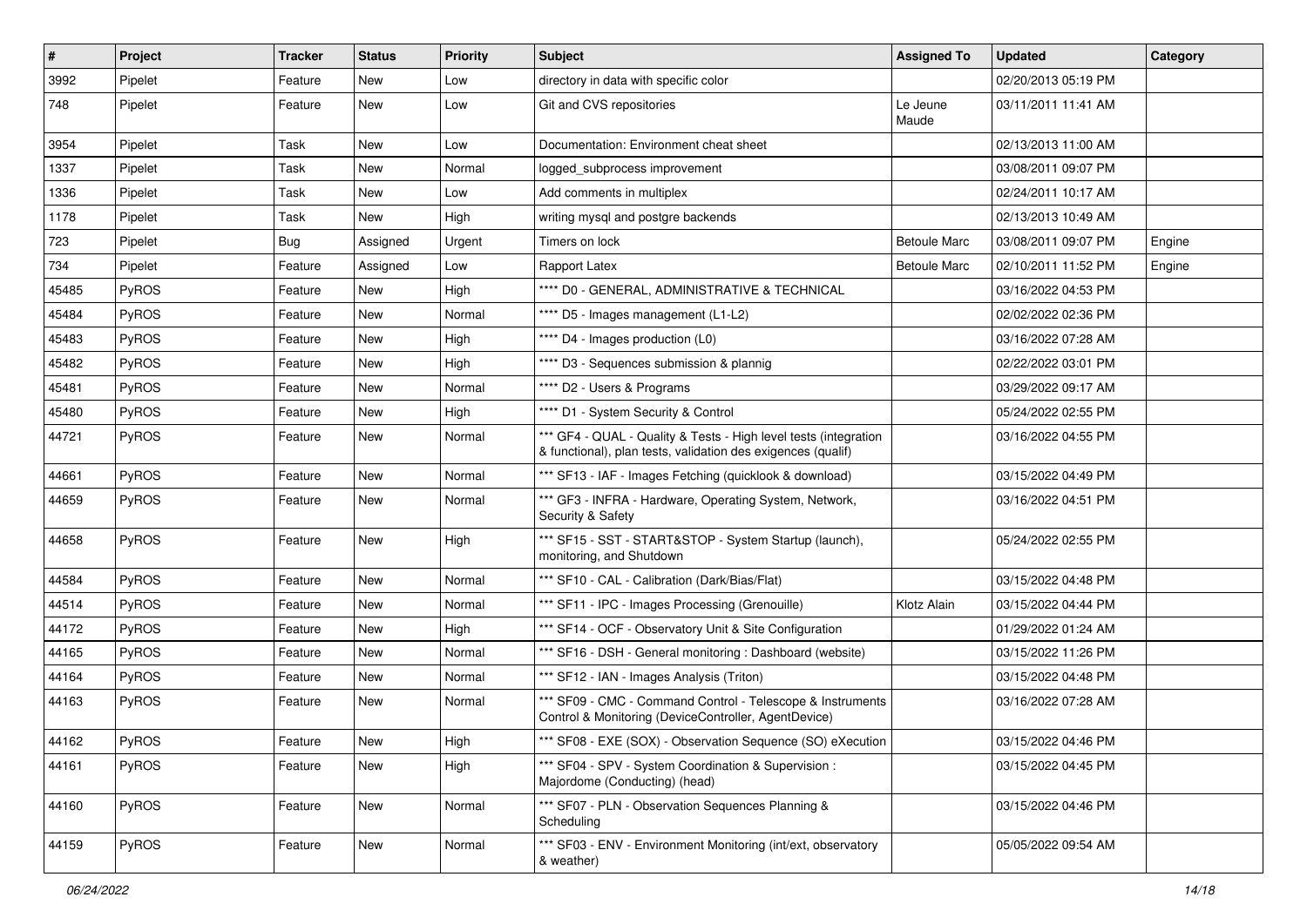| # | Project | Tracker | Status | Priority | Subject | Assigned To | Updated | Category |
|---|---|---|---|---|---|---|---|---|
| 3992 | Pipelet | Feature | New | Low | directory in data with specific color | | 02/20/2013 05:19 PM | |
| 748 | Pipelet | Feature | New | Low | Git and CVS repositories | Le Jeune Maude | 03/11/2011 11:41 AM | |
| 3954 | Pipelet | Task | New | Low | Documentation: Environment cheat sheet | | 02/13/2013 11:00 AM | |
| 1337 | Pipelet | Task | New | Normal | logged_subprocess improvement | | 03/08/2011 09:07 PM | |
| 1336 | Pipelet | Task | New | Low | Add comments in multiplex | | 02/24/2011 10:17 AM | |
| 1178 | Pipelet | Task | New | High | writing mysql and postgre backends | | 02/13/2013 10:49 AM | |
| 723 | Pipelet | Bug | Assigned | Urgent | Timers on lock | Betoule Marc | 03/08/2011 09:07 PM | Engine |
| 734 | Pipelet | Feature | Assigned | Low | Rapport Latex | Betoule Marc | 02/10/2011 11:52 PM | Engine |
| 45485 | PyROS | Feature | New | High | **** D0 - GENERAL, ADMINISTRATIVE & TECHNICAL | | 03/16/2022 04:53 PM | |
| 45484 | PyROS | Feature | New | Normal | **** D5 - Images management (L1-L2) | | 02/02/2022 02:36 PM | |
| 45483 | PyROS | Feature | New | High | **** D4 - Images production (L0) | | 03/16/2022 07:28 AM | |
| 45482 | PyROS | Feature | New | High | **** D3 - Sequences submission & plannig | | 02/22/2022 03:01 PM | |
| 45481 | PyROS | Feature | New | Normal | **** D2 - Users & Programs | | 03/29/2022 09:17 AM | |
| 45480 | PyROS | Feature | New | High | **** D1 - System Security & Control | | 05/24/2022 02:55 PM | |
| 44721 | PyROS | Feature | New | Normal | *** GF4 - QUAL - Quality & Tests - High level tests (integration & functional), plan tests, validation des exigences (qualif) | | 03/16/2022 04:55 PM | |
| 44661 | PyROS | Feature | New | Normal | *** SF13 - IAF - Images Fetching (quicklook & download) | | 03/15/2022 04:49 PM | |
| 44659 | PyROS | Feature | New | Normal | *** GF3 - INFRA - Hardware, Operating System, Network, Security & Safety | | 03/16/2022 04:51 PM | |
| 44658 | PyROS | Feature | New | High | *** SF15 - SST - START&STOP - System Startup (launch), monitoring, and Shutdown | | 05/24/2022 02:55 PM | |
| 44584 | PyROS | Feature | New | Normal | *** SF10 - CAL - Calibration (Dark/Bias/Flat) | | 03/15/2022 04:48 PM | |
| 44514 | PyROS | Feature | New | Normal | *** SF11 - IPC - Images Processing (Grenouille) | Klotz Alain | 03/15/2022 04:44 PM | |
| 44172 | PyROS | Feature | New | High | *** SF14 - OCF - Observatory Unit & Site Configuration | | 01/29/2022 01:24 AM | |
| 44165 | PyROS | Feature | New | Normal | *** SF16 - DSH - General monitoring : Dashboard (website) | | 03/15/2022 11:26 PM | |
| 44164 | PyROS | Feature | New | Normal | *** SF12 - IAN - Images Analysis (Triton) | | 03/15/2022 04:48 PM | |
| 44163 | PyROS | Feature | New | Normal | *** SF09 - CMC - Command Control - Telescope & Instruments Control & Monitoring (DeviceController, AgentDevice) | | 03/16/2022 07:28 AM | |
| 44162 | PyROS | Feature | New | High | *** SF08 - EXE (SOX) - Observation Sequence (SO) eXecution | | 03/15/2022 04:46 PM | |
| 44161 | PyROS | Feature | New | High | *** SF04 - SPV - System Coordination & Supervision : Majordome (Conducting) (head) | | 03/15/2022 04:45 PM | |
| 44160 | PyROS | Feature | New | Normal | *** SF07 - PLN - Observation Sequences Planning & Scheduling | | 03/15/2022 04:46 PM | |
| 44159 | PyROS | Feature | New | Normal | *** SF03 - ENV - Environment Monitoring (int/ext, observatory & weather) | | 05/05/2022 09:54 AM | |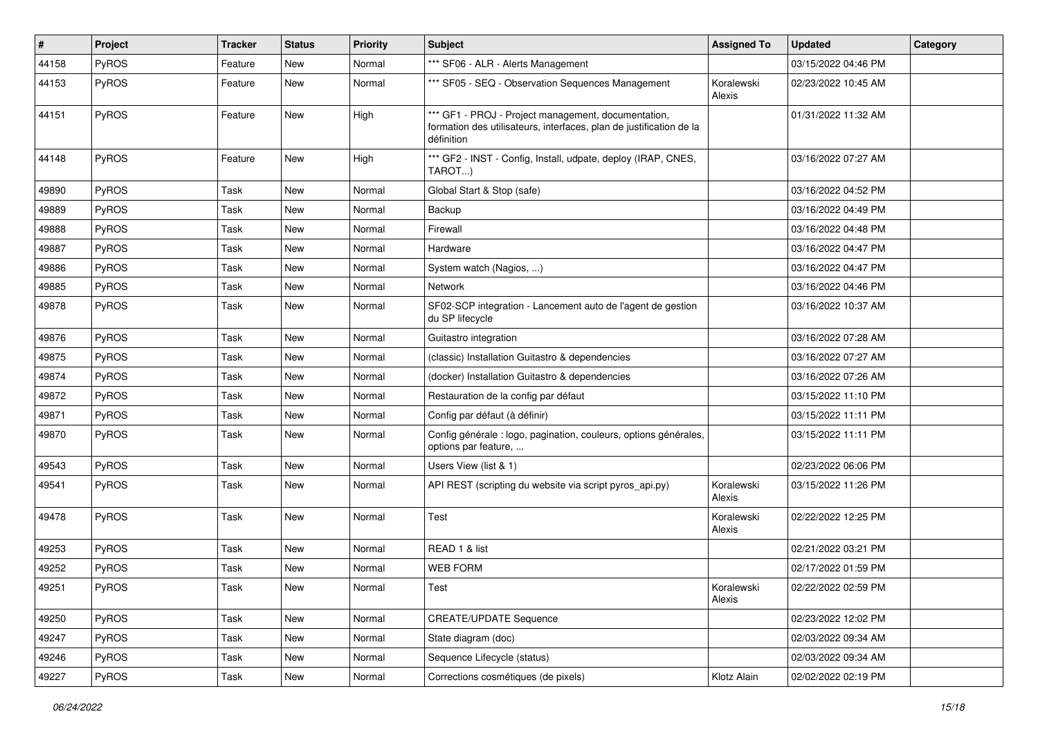| # | Project | Tracker | Status | Priority | Subject | Assigned To | Updated | Category |
|---|---|---|---|---|---|---|---|---|
| 44158 | PyROS | Feature | New | Normal | *** SF06 - ALR - Alerts Management | | 03/15/2022 04:46 PM | |
| 44153 | PyROS | Feature | New | Normal | *** SF05 - SEQ - Observation Sequences Management | Koralewski Alexis | 02/23/2022 10:45 AM | |
| 44151 | PyROS | Feature | New | High | *** GF1 - PROJ - Project management, documentation, formation des utilisateurs, interfaces, plan de justification de la définition | | 01/31/2022 11:32 AM | |
| 44148 | PyROS | Feature | New | High | *** GF2 - INST - Config, Install, udpate, deploy (IRAP, CNES, TAROT...) | | 03/16/2022 07:27 AM | |
| 49890 | PyROS | Task | New | Normal | Global Start & Stop (safe) | | 03/16/2022 04:52 PM | |
| 49889 | PyROS | Task | New | Normal | Backup | | 03/16/2022 04:49 PM | |
| 49888 | PyROS | Task | New | Normal | Firewall | | 03/16/2022 04:48 PM | |
| 49887 | PyROS | Task | New | Normal | Hardware | | 03/16/2022 04:47 PM | |
| 49886 | PyROS | Task | New | Normal | System watch (Nagios, ...) | | 03/16/2022 04:47 PM | |
| 49885 | PyROS | Task | New | Normal | Network | | 03/16/2022 04:46 PM | |
| 49878 | PyROS | Task | New | Normal | SF02-SCP integration - Lancement auto de l'agent de gestion du SP lifecycle | | 03/16/2022 10:37 AM | |
| 49876 | PyROS | Task | New | Normal | Guitastro integration | | 03/16/2022 07:28 AM | |
| 49875 | PyROS | Task | New | Normal | (classic) Installation Guitastro & dependencies | | 03/16/2022 07:27 AM | |
| 49874 | PyROS | Task | New | Normal | (docker) Installation Guitastro & dependencies | | 03/16/2022 07:26 AM | |
| 49872 | PyROS | Task | New | Normal | Restauration de la config par défaut | | 03/15/2022 11:10 PM | |
| 49871 | PyROS | Task | New | Normal | Config par défaut (à définir) | | 03/15/2022 11:11 PM | |
| 49870 | PyROS | Task | New | Normal | Config générale : logo, pagination, couleurs, options générales, options par feature, ... | | 03/15/2022 11:11 PM | |
| 49543 | PyROS | Task | New | Normal | Users View (list & 1) | | 02/23/2022 06:06 PM | |
| 49541 | PyROS | Task | New | Normal | API REST (scripting du website via script pyros_api.py) | Koralewski Alexis | 03/15/2022 11:26 PM | |
| 49478 | PyROS | Task | New | Normal | Test | Koralewski Alexis | 02/22/2022 12:25 PM | |
| 49253 | PyROS | Task | New | Normal | READ 1 & list | | 02/21/2022 03:21 PM | |
| 49252 | PyROS | Task | New | Normal | WEB FORM | | 02/17/2022 01:59 PM | |
| 49251 | PyROS | Task | New | Normal | Test | Koralewski Alexis | 02/22/2022 02:59 PM | |
| 49250 | PyROS | Task | New | Normal | CREATE/UPDATE Sequence | | 02/23/2022 12:02 PM | |
| 49247 | PyROS | Task | New | Normal | State diagram (doc) | | 02/03/2022 09:34 AM | |
| 49246 | PyROS | Task | New | Normal | Sequence Lifecycle (status) | | 02/03/2022 09:34 AM | |
| 49227 | PyROS | Task | New | Normal | Corrections cosmétiques (de pixels) | Klotz Alain | 02/02/2022 02:19 PM | |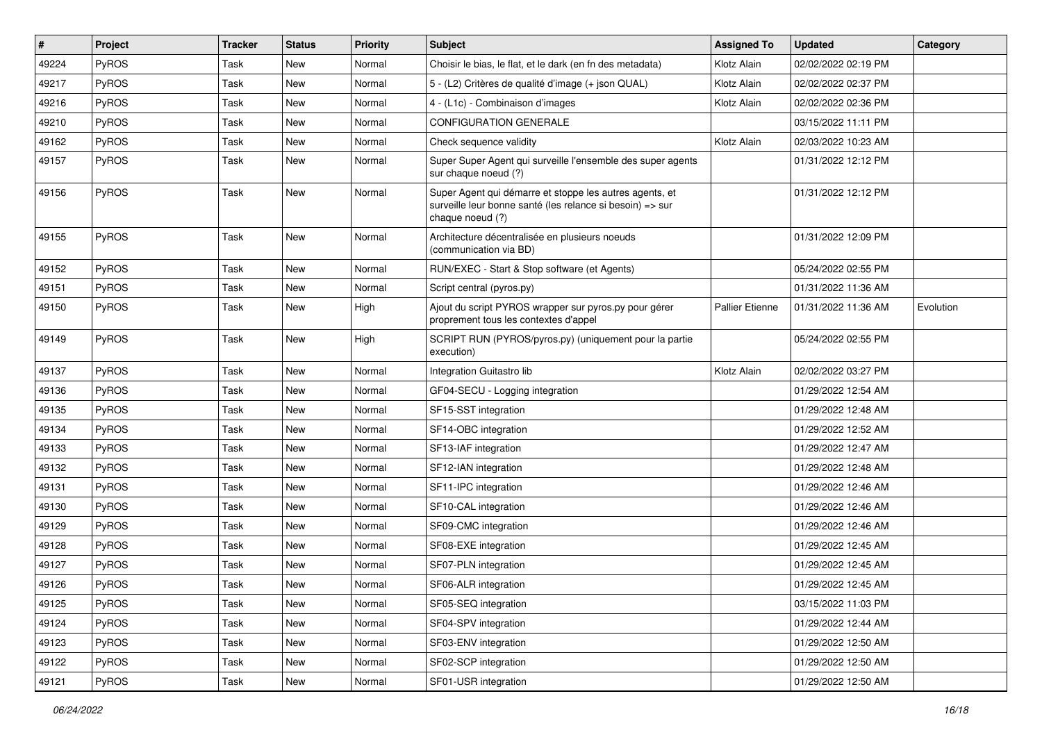| # | Project | Tracker | Status | Priority | Subject | Assigned To | Updated | Category |
|---|---|---|---|---|---|---|---|---|
| 49224 | PyROS | Task | New | Normal | Choisir le bias, le flat, et le dark (en fn des metadata) | Klotz Alain | 02/02/2022 02:19 PM | |
| 49217 | PyROS | Task | New | Normal | 5 - (L2) Critères de qualité d'image (+ json QUAL) | Klotz Alain | 02/02/2022 02:37 PM | |
| 49216 | PyROS | Task | New | Normal | 4 - (L1c) - Combinaison d'images | Klotz Alain | 02/02/2022 02:36 PM | |
| 49210 | PyROS | Task | New | Normal | CONFIGURATION GENERALE | | 03/15/2022 11:11 PM | |
| 49162 | PyROS | Task | New | Normal | Check sequence validity | Klotz Alain | 02/03/2022 10:23 AM | |
| 49157 | PyROS | Task | New | Normal | Super Super Agent qui surveille l'ensemble des super agents sur chaque noeud (?) | | 01/31/2022 12:12 PM | |
| 49156 | PyROS | Task | New | Normal | Super Agent qui démarre et stoppe les autres agents, et surveille leur bonne santé (les relance si besoin) => sur chaque noeud (?) | | 01/31/2022 12:12 PM | |
| 49155 | PyROS | Task | New | Normal | Architecture décentralisée en plusieurs noeuds (communication via BD) | | 01/31/2022 12:09 PM | |
| 49152 | PyROS | Task | New | Normal | RUN/EXEC - Start & Stop software (et Agents) | | 05/24/2022 02:55 PM | |
| 49151 | PyROS | Task | New | Normal | Script central (pyros.py) | | 01/31/2022 11:36 AM | |
| 49150 | PyROS | Task | New | High | Ajout du script PYROS wrapper sur pyros.py pour gérer proprement tous les contextes d'appel | Pallier Etienne | 01/31/2022 11:36 AM | Evolution |
| 49149 | PyROS | Task | New | High | SCRIPT RUN (PYROS/pyros.py) (uniquement pour la partie execution) | | 05/24/2022 02:55 PM | |
| 49137 | PyROS | Task | New | Normal | Integration Guitastro lib | Klotz Alain | 02/02/2022 03:27 PM | |
| 49136 | PyROS | Task | New | Normal | GF04-SECU - Logging integration | | 01/29/2022 12:54 AM | |
| 49135 | PyROS | Task | New | Normal | SF15-SST integration | | 01/29/2022 12:48 AM | |
| 49134 | PyROS | Task | New | Normal | SF14-OBC integration | | 01/29/2022 12:52 AM | |
| 49133 | PyROS | Task | New | Normal | SF13-IAF integration | | 01/29/2022 12:47 AM | |
| 49132 | PyROS | Task | New | Normal | SF12-IAN integration | | 01/29/2022 12:48 AM | |
| 49131 | PyROS | Task | New | Normal | SF11-IPC integration | | 01/29/2022 12:46 AM | |
| 49130 | PyROS | Task | New | Normal | SF10-CAL integration | | 01/29/2022 12:46 AM | |
| 49129 | PyROS | Task | New | Normal | SF09-CMC integration | | 01/29/2022 12:46 AM | |
| 49128 | PyROS | Task | New | Normal | SF08-EXE integration | | 01/29/2022 12:45 AM | |
| 49127 | PyROS | Task | New | Normal | SF07-PLN integration | | 01/29/2022 12:45 AM | |
| 49126 | PyROS | Task | New | Normal | SF06-ALR integration | | 01/29/2022 12:45 AM | |
| 49125 | PyROS | Task | New | Normal | SF05-SEQ integration | | 03/15/2022 11:03 PM | |
| 49124 | PyROS | Task | New | Normal | SF04-SPV integration | | 01/29/2022 12:44 AM | |
| 49123 | PyROS | Task | New | Normal | SF03-ENV integration | | 01/29/2022 12:50 AM | |
| 49122 | PyROS | Task | New | Normal | SF02-SCP integration | | 01/29/2022 12:50 AM | |
| 49121 | PyROS | Task | New | Normal | SF01-USR integration | | 01/29/2022 12:50 AM | |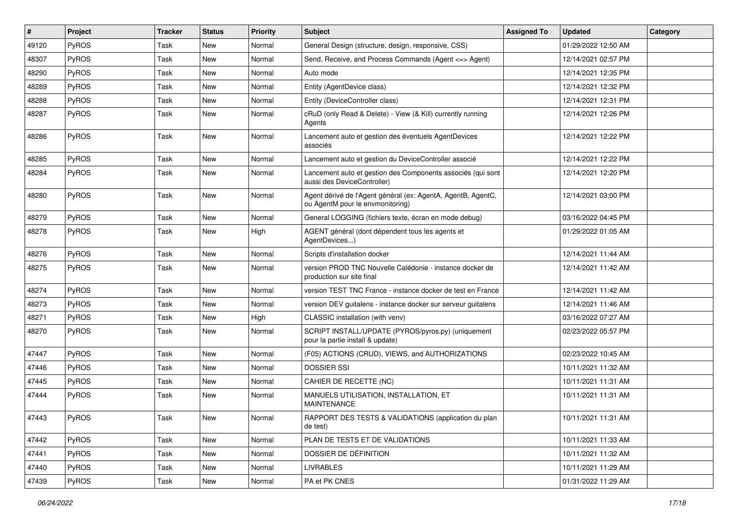| # | Project | Tracker | Status | Priority | Subject | Assigned To | Updated | Category |
|---|---|---|---|---|---|---|---|---|
| 49120 | PyROS | Task | New | Normal | General Design (structure, design, responsive, CSS) | | 01/29/2022 12:50 AM | |
| 48307 | PyROS | Task | New | Normal | Send, Receive, and Process Commands (Agent <=> Agent) | | 12/14/2021 02:57 PM | |
| 48290 | PyROS | Task | New | Normal | Auto mode | | 12/14/2021 12:35 PM | |
| 48289 | PyROS | Task | New | Normal | Entity (AgentDevice class) | | 12/14/2021 12:32 PM | |
| 48288 | PyROS | Task | New | Normal | Entity (DeviceController class) | | 12/14/2021 12:31 PM | |
| 48287 | PyROS | Task | New | Normal | cRuD (only Read & Delete) - View (& Kill) currently running Agents | | 12/14/2021 12:26 PM | |
| 48286 | PyROS | Task | New | Normal | Lancement auto et gestion des éventuels AgentDevices associés | | 12/14/2021 12:22 PM | |
| 48285 | PyROS | Task | New | Normal | Lancement auto et gestion du DeviceController associé | | 12/14/2021 12:22 PM | |
| 48284 | PyROS | Task | New | Normal | Lancement auto et gestion des Components associés (qui sont aussi des DeviceController) | | 12/14/2021 12:20 PM | |
| 48280 | PyROS | Task | New | Normal | Agent dérivé de l'Agent général (ex: AgentA, AgentB, AgentC, ou AgentM pour le envmonitoring) | | 12/14/2021 03:00 PM | |
| 48279 | PyROS | Task | New | Normal | General LOGGING (fichiers texte, écran en mode debug) | | 03/16/2022 04:45 PM | |
| 48278 | PyROS | Task | New | High | AGENT général (dont dépendent tous les agents et AgentDevices...) | | 01/29/2022 01:05 AM | |
| 48276 | PyROS | Task | New | Normal | Scripts d'installation docker | | 12/14/2021 11:44 AM | |
| 48275 | PyROS | Task | New | Normal | version PROD TNC Nouvelle Calédonie - instance docker de production sur site final | | 12/14/2021 11:42 AM | |
| 48274 | PyROS | Task | New | Normal | version TEST TNC France - instance docker de test en France | | 12/14/2021 11:42 AM | |
| 48273 | PyROS | Task | New | Normal | version DEV guitalens - instance docker sur serveur guitalens | | 12/14/2021 11:46 AM | |
| 48271 | PyROS | Task | New | High | CLASSIC installation (with venv) | | 03/16/2022 07:27 AM | |
| 48270 | PyROS | Task | New | Normal | SCRIPT INSTALL/UPDATE (PYROS/pyros.py) (uniquement pour la partie install & update) | | 02/23/2022 05:57 PM | |
| 47447 | PyROS | Task | New | Normal | (F05) ACTIONS (CRUD), VIEWS, and AUTHORIZATIONS | | 02/23/2022 10:45 AM | |
| 47446 | PyROS | Task | New | Normal | DOSSIER SSI | | 10/11/2021 11:32 AM | |
| 47445 | PyROS | Task | New | Normal | CAHIER DE RECETTE (NC) | | 10/11/2021 11:31 AM | |
| 47444 | PyROS | Task | New | Normal | MANUELS UTILISATION, INSTALLATION, ET MAINTENANCE | | 10/11/2021 11:31 AM | |
| 47443 | PyROS | Task | New | Normal | RAPPORT DES TESTS & VALIDATIONS (application du plan de test) | | 10/11/2021 11:31 AM | |
| 47442 | PyROS | Task | New | Normal | PLAN DE TESTS ET DE VALIDATIONS | | 10/11/2021 11:33 AM | |
| 47441 | PyROS | Task | New | Normal | DOSSIER DE DÉFINITION | | 10/11/2021 11:32 AM | |
| 47440 | PyROS | Task | New | Normal | LIVRABLES | | 10/11/2021 11:29 AM | |
| 47439 | PyROS | Task | New | Normal | PA et PK CNES | | 01/31/2022 11:29 AM | |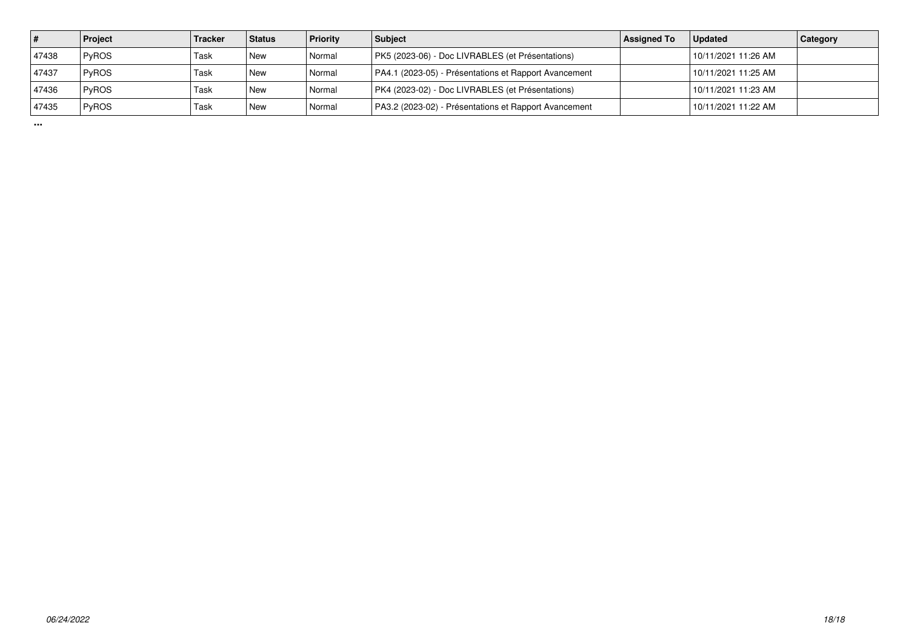| # | Project | Tracker | Status | Priority | Subject | Assigned To | Updated | Category |
|---|---|---|---|---|---|---|---|---|
| 47438 | PyROS | Task | New | Normal | PK5 (2023-06) - Doc LIVRABLES (et Présentations) | | 10/11/2021 11:26 AM | |
| 47437 | PyROS | Task | New | Normal | PA4.1 (2023-05) - Présentations et Rapport Avancement | | 10/11/2021 11:25 AM | |
| 47436 | PyROS | Task | New | Normal | PK4 (2023-02) - Doc LIVRABLES (et Présentations) | | 10/11/2021 11:23 AM | |
| 47435 | PyROS | Task | New | Normal | PA3.2 (2023-02) - Présentations et Rapport Avancement | | 10/11/2021 11:22 AM | |

**...**